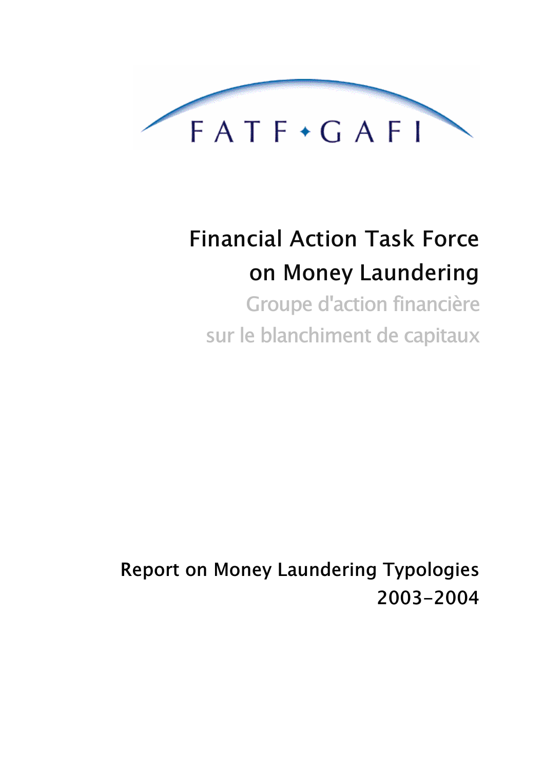FATF • GAFI

# Financial Action Task Force on Money Laundering

Groupe d'action financière sur le blanchiment de capitaux

## Report on Money Laundering Typologies 2003-2004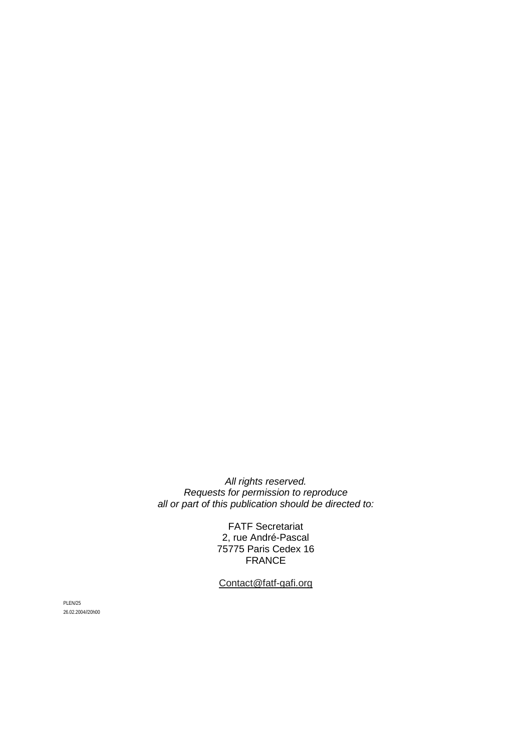*All rights reserved.*
*Requests for permission to reproduce*
*all or part of this publication should be directed to:*

FATF Secretariat
2, rue André-Pascal
75775 Paris Cedex 16
FRANCE

Contact@fatf-gafi.org

PLEN/25
26.02.2004//20h00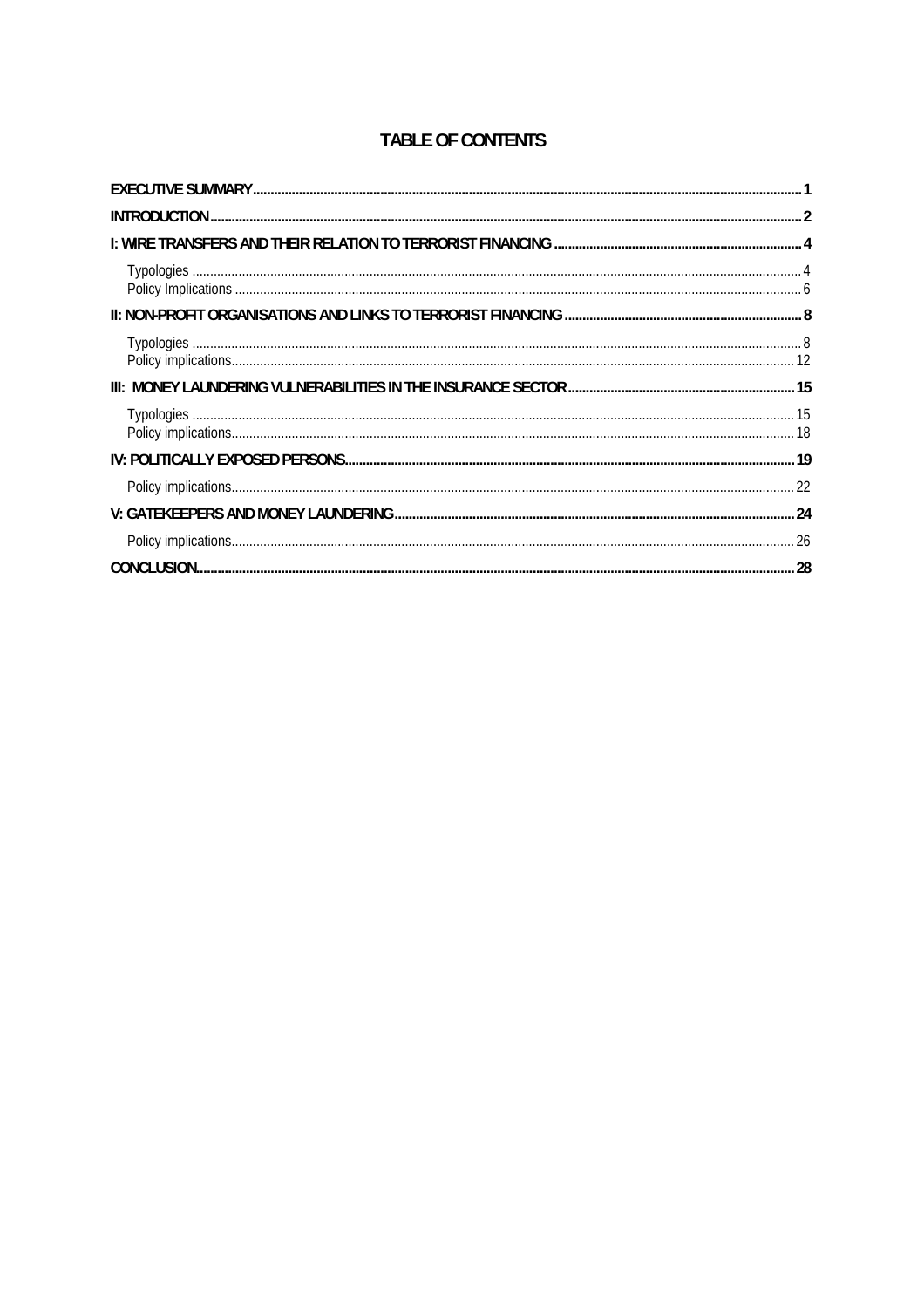# TABLE OF CONTENTS

**EXECUTIVE SUMMARY** ........................................................ 1

**INTRODUCTION** ........................................................ 2

**I: WIRE TRANSFERS AND THEIR RELATION TO TERRORIST FINANCING** ........................................................ 4

- Typologies ........................................................ 4
- Policy Implications ........................................................ 6

**II: NON-PROFIT ORGANISATIONS AND LINKS TO TERRORIST FINANCING** ........................................................ 8

- Typologies ........................................................ 8
- Policy implications ........................................................ 12

**III: MONEY LAUNDERING VULNERABILITIES IN THE INSURANCE SECTOR** ........................................................ 15

- Typologies ........................................................ 15
- Policy implications ........................................................ 18

**IV: POLITICALLY EXPOSED PERSONS** ........................................................ 19

- Policy implications ........................................................ 22

**V: GATEKEEPERS AND MONEY LAUNDERING** ........................................................ 24

- Policy implications ........................................................ 26

**CONCLUSION** ........................................................ 28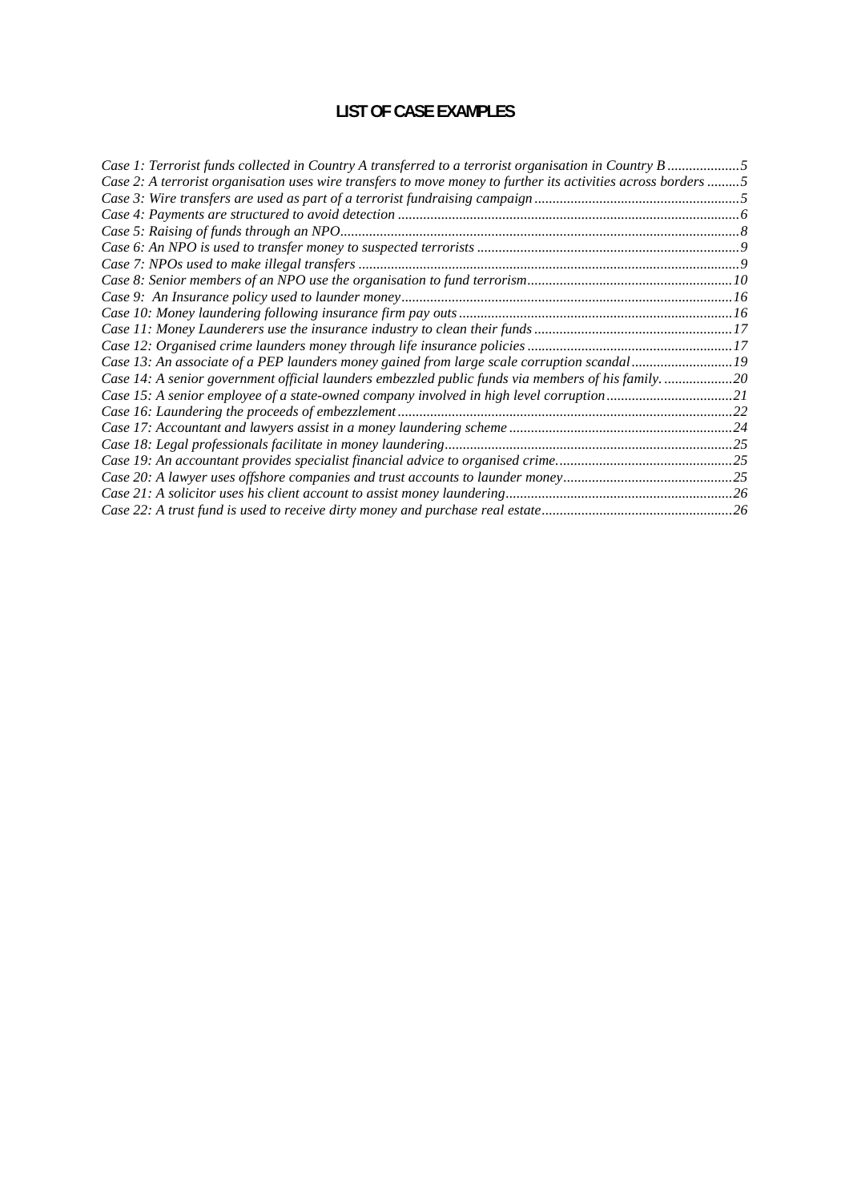# LIST OF CASE EXAMPLES

*Case 1: Terrorist funds collected in Country A transferred to a terrorist organisation in Country B* .................... 5
*Case 2: A terrorist organisation uses wire transfers to move money to further its activities across borders* ......... 5
*Case 3: Wire transfers are used as part of a terrorist fundraising campaign* ........................................................ 5
*Case 4: Payments are structured to avoid detection* ............................................................................................. 6
*Case 5: Raising of funds through an NPO*............................................................................................................ 8
*Case 6: An NPO is used to transfer money to suspected terrorists* ........................................................................ 9
*Case 7: NPOs used to make illegal transfers* ......................................................................................................... 9
*Case 8: Senior members of an NPO use the organisation to fund terrorism*........................................................ 10
*Case 9: An Insurance policy used to launder money*........................................................................................... 16
*Case 10: Money laundering following insurance firm pay outs* ........................................................................... 16
*Case 11: Money Launderers use the insurance industry to clean their funds* ....................................................... 17
*Case 12: Organised crime launders money through life insurance policies* ........................................................ 17
*Case 13: An associate of a PEP launders money gained from large scale corruption scandal* ............................ 19
*Case 14: A senior government official launders embezzled public funds via members of his family.* ................... 20
*Case 15: A senior employee of a state-owned company involved in high level corruption*................................... 21
*Case 16: Laundering the proceeds of embezzlement* ............................................................................................ 22
*Case 17: Accountant and lawyers assist in a money laundering scheme* ............................................................. 24
*Case 18: Legal professionals facilitate in money laundering*............................................................................... 25
*Case 19: An accountant provides specialist financial advice to organised crime.*................................................ 25
*Case 20: A lawyer uses offshore companies and trust accounts to launder money*............................................... 25
*Case 21: A solicitor uses his client account to assist money laundering*.............................................................. 26
*Case 22: A trust fund is used to receive dirty money and purchase real estate*.................................................... 26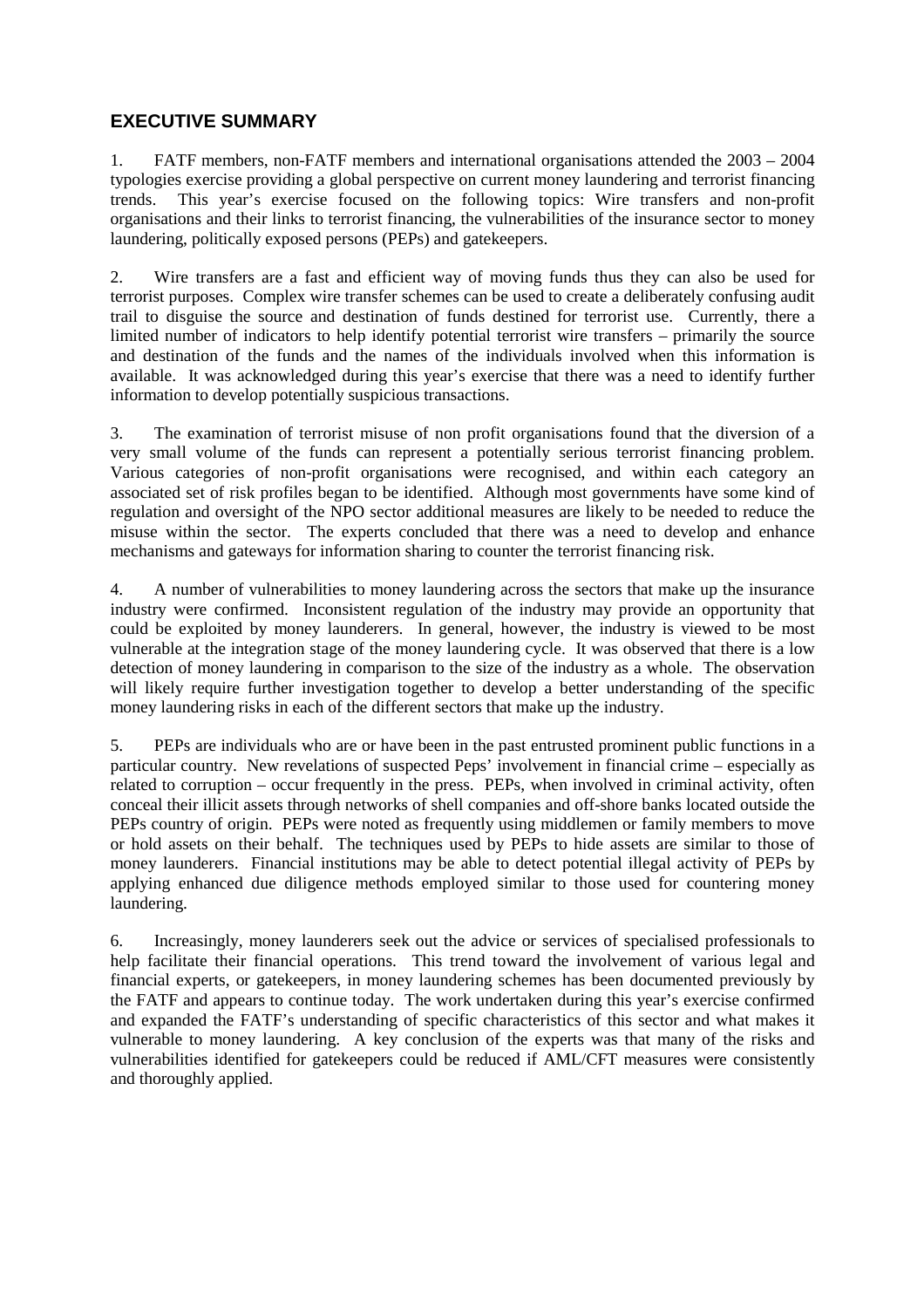## EXECUTIVE SUMMARY

1. FATF members, non-FATF members and international organisations attended the 2003 – 2004 typologies exercise providing a global perspective on current money laundering and terrorist financing trends. This year's exercise focused on the following topics: Wire transfers and non-profit organisations and their links to terrorist financing, the vulnerabilities of the insurance sector to money laundering, politically exposed persons (PEPs) and gatekeepers.

2. Wire transfers are a fast and efficient way of moving funds thus they can also be used for terrorist purposes. Complex wire transfer schemes can be used to create a deliberately confusing audit trail to disguise the source and destination of funds destined for terrorist use. Currently, there a limited number of indicators to help identify potential terrorist wire transfers – primarily the source and destination of the funds and the names of the individuals involved when this information is available. It was acknowledged during this year's exercise that there was a need to identify further information to develop potentially suspicious transactions.

3. The examination of terrorist misuse of non profit organisations found that the diversion of a very small volume of the funds can represent a potentially serious terrorist financing problem. Various categories of non-profit organisations were recognised, and within each category an associated set of risk profiles began to be identified. Although most governments have some kind of regulation and oversight of the NPO sector additional measures are likely to be needed to reduce the misuse within the sector. The experts concluded that there was a need to develop and enhance mechanisms and gateways for information sharing to counter the terrorist financing risk.

4. A number of vulnerabilities to money laundering across the sectors that make up the insurance industry were confirmed. Inconsistent regulation of the industry may provide an opportunity that could be exploited by money launderers. In general, however, the industry is viewed to be most vulnerable at the integration stage of the money laundering cycle. It was observed that there is a low detection of money laundering in comparison to the size of the industry as a whole. The observation will likely require further investigation together to develop a better understanding of the specific money laundering risks in each of the different sectors that make up the industry.

5. PEPs are individuals who are or have been in the past entrusted prominent public functions in a particular country. New revelations of suspected Peps' involvement in financial crime – especially as related to corruption – occur frequently in the press. PEPs, when involved in criminal activity, often conceal their illicit assets through networks of shell companies and off-shore banks located outside the PEPs country of origin. PEPs were noted as frequently using middlemen or family members to move or hold assets on their behalf. The techniques used by PEPs to hide assets are similar to those of money launderers. Financial institutions may be able to detect potential illegal activity of PEPs by applying enhanced due diligence methods employed similar to those used for countering money laundering.

6. Increasingly, money launderers seek out the advice or services of specialised professionals to help facilitate their financial operations. This trend toward the involvement of various legal and financial experts, or gatekeepers, in money laundering schemes has been documented previously by the FATF and appears to continue today. The work undertaken during this year's exercise confirmed and expanded the FATF's understanding of specific characteristics of this sector and what makes it vulnerable to money laundering. A key conclusion of the experts was that many of the risks and vulnerabilities identified for gatekeepers could be reduced if AML/CFT measures were consistently and thoroughly applied.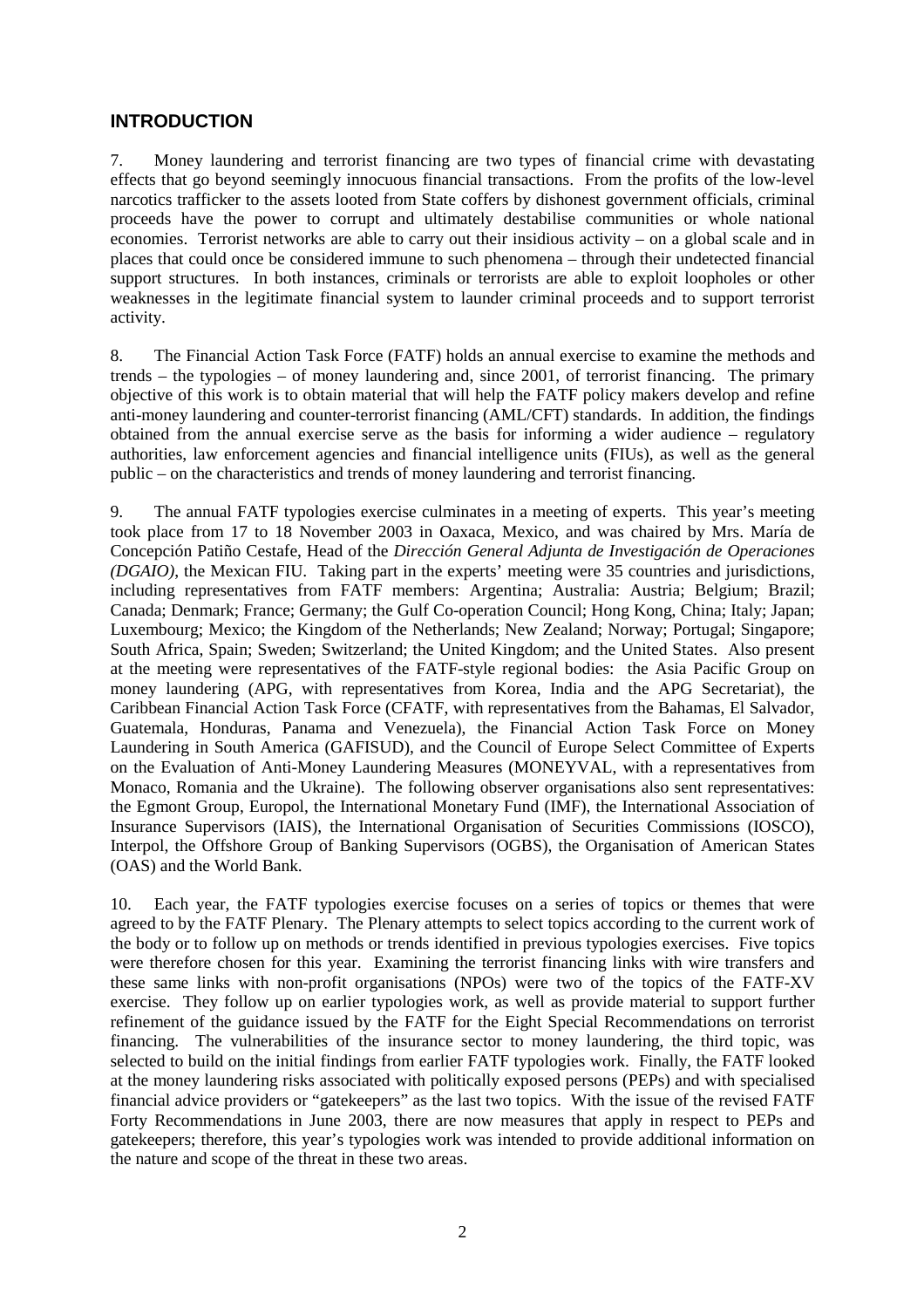## INTRODUCTION

7. Money laundering and terrorist financing are two types of financial crime with devastating effects that go beyond seemingly innocuous financial transactions. From the profits of the low-level narcotics trafficker to the assets looted from State coffers by dishonest government officials, criminal proceeds have the power to corrupt and ultimately destabilise communities or whole national economies. Terrorist networks are able to carry out their insidious activity – on a global scale and in places that could once be considered immune to such phenomena – through their undetected financial support structures. In both instances, criminals or terrorists are able to exploit loopholes or other weaknesses in the legitimate financial system to launder criminal proceeds and to support terrorist activity.

8. The Financial Action Task Force (FATF) holds an annual exercise to examine the methods and trends – the typologies – of money laundering and, since 2001, of terrorist financing. The primary objective of this work is to obtain material that will help the FATF policy makers develop and refine anti-money laundering and counter-terrorist financing (AML/CFT) standards. In addition, the findings obtained from the annual exercise serve as the basis for informing a wider audience – regulatory authorities, law enforcement agencies and financial intelligence units (FIUs), as well as the general public – on the characteristics and trends of money laundering and terrorist financing.

9. The annual FATF typologies exercise culminates in a meeting of experts. This year's meeting took place from 17 to 18 November 2003 in Oaxaca, Mexico, and was chaired by Mrs. María de Concepción Patiño Cestafe, Head of the *Dirección General Adjunta de Investigación de Operaciones (DGAIO)*, the Mexican FIU. Taking part in the experts' meeting were 35 countries and jurisdictions, including representatives from FATF members: Argentina; Australia: Austria; Belgium; Brazil; Canada; Denmark; France; Germany; the Gulf Co-operation Council; Hong Kong, China; Italy; Japan; Luxembourg; Mexico; the Kingdom of the Netherlands; New Zealand; Norway; Portugal; Singapore; South Africa, Spain; Sweden; Switzerland; the United Kingdom; and the United States. Also present at the meeting were representatives of the FATF-style regional bodies: the Asia Pacific Group on money laundering (APG, with representatives from Korea, India and the APG Secretariat), the Caribbean Financial Action Task Force (CFATF, with representatives from the Bahamas, El Salvador, Guatemala, Honduras, Panama and Venezuela), the Financial Action Task Force on Money Laundering in South America (GAFISUD), and the Council of Europe Select Committee of Experts on the Evaluation of Anti-Money Laundering Measures (MONEYVAL, with a representatives from Monaco, Romania and the Ukraine). The following observer organisations also sent representatives: the Egmont Group, Europol, the International Monetary Fund (IMF), the International Association of Insurance Supervisors (IAIS), the International Organisation of Securities Commissions (IOSCO), Interpol, the Offshore Group of Banking Supervisors (OGBS), the Organisation of American States (OAS) and the World Bank.

10. Each year, the FATF typologies exercise focuses on a series of topics or themes that were agreed to by the FATF Plenary. The Plenary attempts to select topics according to the current work of the body or to follow up on methods or trends identified in previous typologies exercises. Five topics were therefore chosen for this year. Examining the terrorist financing links with wire transfers and these same links with non-profit organisations (NPOs) were two of the topics of the FATF-XV exercise. They follow up on earlier typologies work, as well as provide material to support further refinement of the guidance issued by the FATF for the Eight Special Recommendations on terrorist financing. The vulnerabilities of the insurance sector to money laundering, the third topic, was selected to build on the initial findings from earlier FATF typologies work. Finally, the FATF looked at the money laundering risks associated with politically exposed persons (PEPs) and with specialised financial advice providers or "gatekeepers" as the last two topics. With the issue of the revised FATF Forty Recommendations in June 2003, there are now measures that apply in respect to PEPs and gatekeepers; therefore, this year's typologies work was intended to provide additional information on the nature and scope of the threat in these two areas.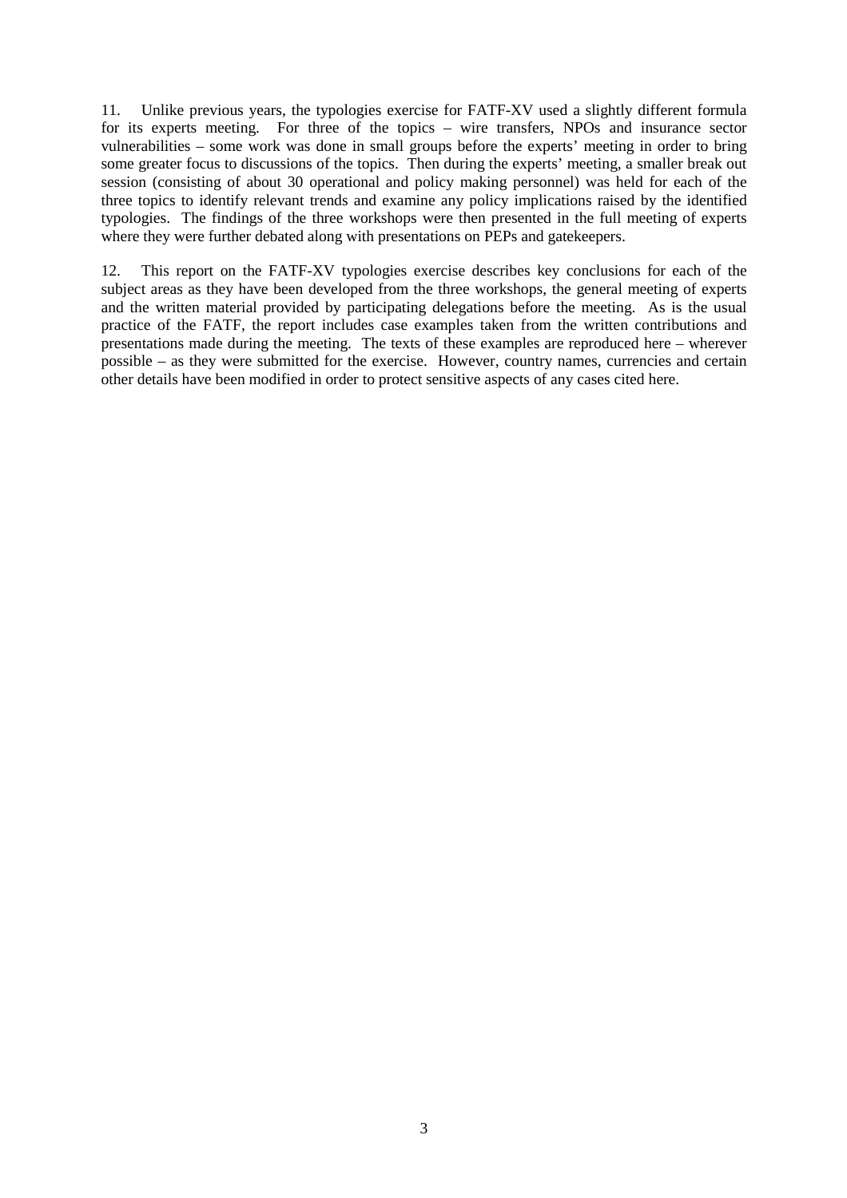11. Unlike previous years, the typologies exercise for FATF-XV used a slightly different formula for its experts meeting. For three of the topics – wire transfers, NPOs and insurance sector vulnerabilities – some work was done in small groups before the experts' meeting in order to bring some greater focus to discussions of the topics. Then during the experts' meeting, a smaller break out session (consisting of about 30 operational and policy making personnel) was held for each of the three topics to identify relevant trends and examine any policy implications raised by the identified typologies. The findings of the three workshops were then presented in the full meeting of experts where they were further debated along with presentations on PEPs and gatekeepers.

12. This report on the FATF-XV typologies exercise describes key conclusions for each of the subject areas as they have been developed from the three workshops, the general meeting of experts and the written material provided by participating delegations before the meeting. As is the usual practice of the FATF, the report includes case examples taken from the written contributions and presentations made during the meeting. The texts of these examples are reproduced here – wherever possible – as they were submitted for the exercise. However, country names, currencies and certain other details have been modified in order to protect sensitive aspects of any cases cited here.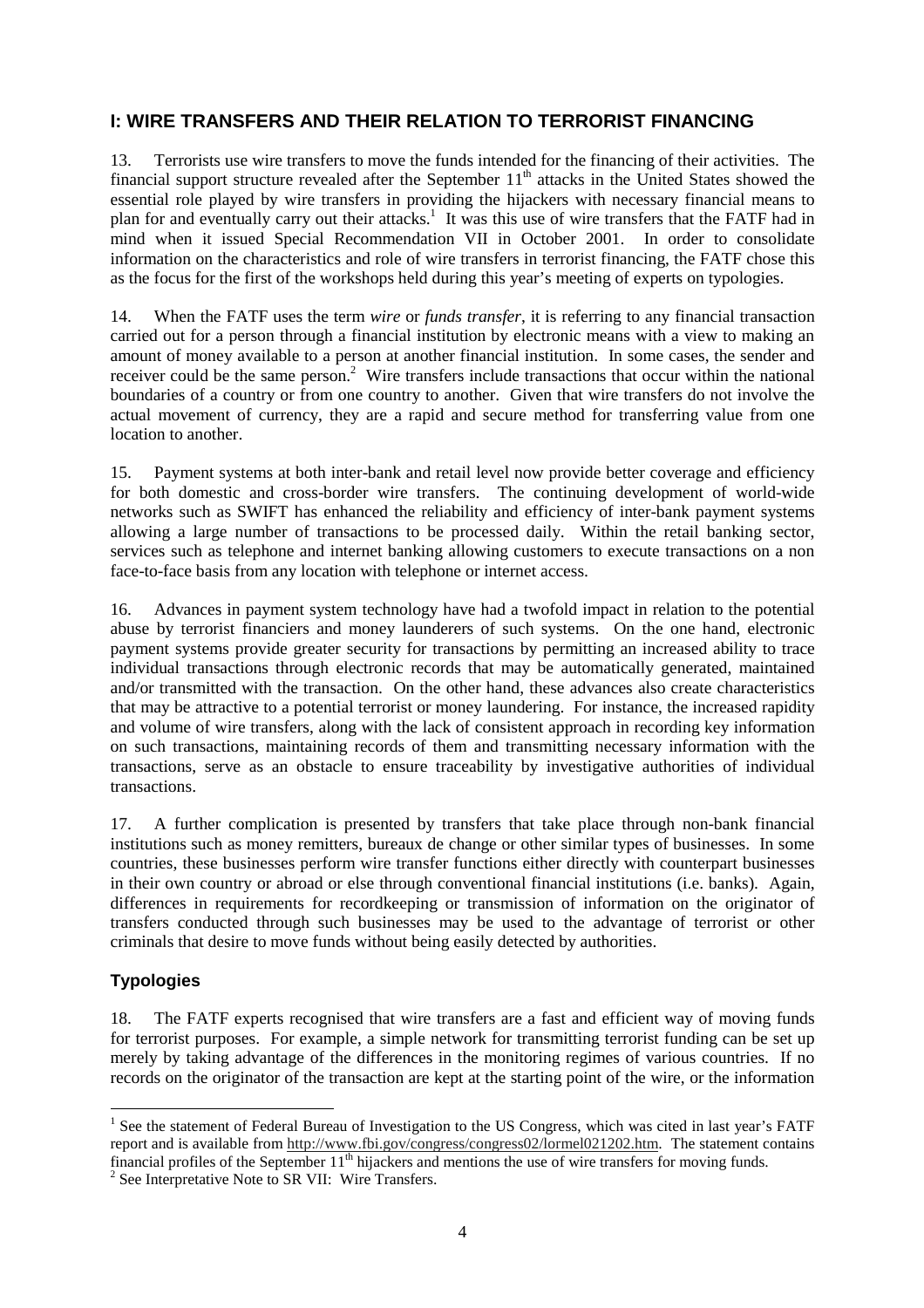## I: WIRE TRANSFERS AND THEIR RELATION TO TERRORIST FINANCING

13. Terrorists use wire transfers to move the funds intended for the financing of their activities. The financial support structure revealed after the September 11th attacks in the United States showed the essential role played by wire transfers in providing the hijackers with necessary financial means to plan for and eventually carry out their attacks.[1] It was this use of wire transfers that the FATF had in mind when it issued Special Recommendation VII in October 2001. In order to consolidate information on the characteristics and role of wire transfers in terrorist financing, the FATF chose this as the focus for the first of the workshops held during this year's meeting of experts on typologies.

14. When the FATF uses the term *wire* or *funds transfer*, it is referring to any financial transaction carried out for a person through a financial institution by electronic means with a view to making an amount of money available to a person at another financial institution. In some cases, the sender and receiver could be the same person.[2] Wire transfers include transactions that occur within the national boundaries of a country or from one country to another. Given that wire transfers do not involve the actual movement of currency, they are a rapid and secure method for transferring value from one location to another.

15. Payment systems at both inter-bank and retail level now provide better coverage and efficiency for both domestic and cross-border wire transfers. The continuing development of world-wide networks such as SWIFT has enhanced the reliability and efficiency of inter-bank payment systems allowing a large number of transactions to be processed daily. Within the retail banking sector, services such as telephone and internet banking allowing customers to execute transactions on a non face-to-face basis from any location with telephone or internet access.

16. Advances in payment system technology have had a twofold impact in relation to the potential abuse by terrorist financiers and money launderers of such systems. On the one hand, electronic payment systems provide greater security for transactions by permitting an increased ability to trace individual transactions through electronic records that may be automatically generated, maintained and/or transmitted with the transaction. On the other hand, these advances also create characteristics that may be attractive to a potential terrorist or money laundering. For instance, the increased rapidity and volume of wire transfers, along with the lack of consistent approach in recording key information on such transactions, maintaining records of them and transmitting necessary information with the transactions, serve as an obstacle to ensure traceability by investigative authorities of individual transactions.

17. A further complication is presented by transfers that take place through non-bank financial institutions such as money remitters, bureaux de change or other similar types of businesses. In some countries, these businesses perform wire transfer functions either directly with counterpart businesses in their own country or abroad or else through conventional financial institutions (i.e. banks). Again, differences in requirements for recordkeeping or transmission of information on the originator of transfers conducted through such businesses may be used to the advantage of terrorist or other criminals that desire to move funds without being easily detected by authorities.

### Typologies

18. The FATF experts recognised that wire transfers are a fast and efficient way of moving funds for terrorist purposes. For example, a simple network for transmitting terrorist funding can be set up merely by taking advantage of the differences in the monitoring regimes of various countries. If no records on the originator of the transaction are kept at the starting point of the wire, or the information

---

[1] See the statement of Federal Bureau of Investigation to the US Congress, which was cited in last year's FATF report and is available from http://www.fbi.gov/congress/congress02/lormel021202.htm. The statement contains financial profiles of the September 11th hijackers and mentions the use of wire transfers for moving funds.

[2] See Interpretative Note to SR VII: Wire Transfers.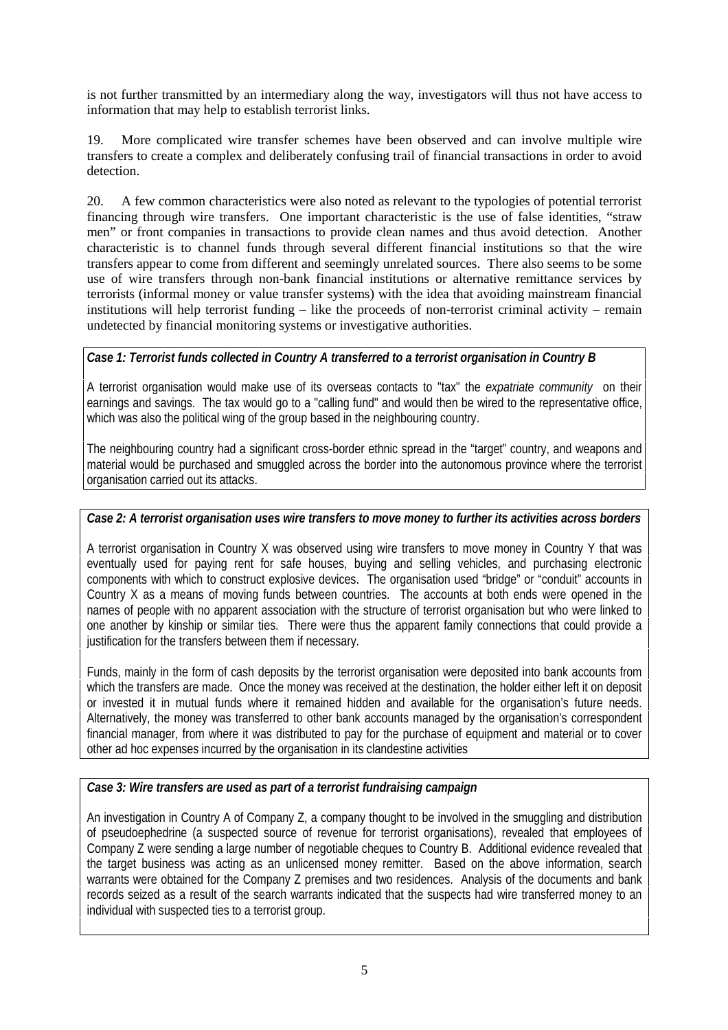is not further transmitted by an intermediary along the way, investigators will thus not have access to information that may help to establish terrorist links.

19. More complicated wire transfer schemes have been observed and can involve multiple wire transfers to create a complex and deliberately confusing trail of financial transactions in order to avoid detection.

20. A few common characteristics were also noted as relevant to the typologies of potential terrorist financing through wire transfers. One important characteristic is the use of false identities, "straw men" or front companies in transactions to provide clean names and thus avoid detection. Another characteristic is to channel funds through several different financial institutions so that the wire transfers appear to come from different and seemingly unrelated sources. There also seems to be some use of wire transfers through non-bank financial institutions or alternative remittance services by terrorists (informal money or value transfer systems) with the idea that avoiding mainstream financial institutions will help terrorist funding – like the proceeds of non-terrorist criminal activity – remain undetected by financial monitoring systems or investigative authorities.

***Case 1: Terrorist funds collected in Country A transferred to a terrorist organisation in Country B***

A terrorist organisation would make use of its overseas contacts to "tax" the *expatriate community* on their earnings and savings. The tax would go to a "calling fund" and would then be wired to the representative office, which was also the political wing of the group based in the neighbouring country.

The neighbouring country had a significant cross-border ethnic spread in the "target" country, and weapons and material would be purchased and smuggled across the border into the autonomous province where the terrorist organisation carried out its attacks.

***Case 2: A terrorist organisation uses wire transfers to move money to further its activities across borders***

A terrorist organisation in Country X was observed using wire transfers to move money in Country Y that was eventually used for paying rent for safe houses, buying and selling vehicles, and purchasing electronic components with which to construct explosive devices. The organisation used "bridge" or "conduit" accounts in Country X as a means of moving funds between countries. The accounts at both ends were opened in the names of people with no apparent association with the structure of terrorist organisation but who were linked to one another by kinship or similar ties. There were thus the apparent family connections that could provide a justification for the transfers between them if necessary.

Funds, mainly in the form of cash deposits by the terrorist organisation were deposited into bank accounts from which the transfers are made. Once the money was received at the destination, the holder either left it on deposit or invested it in mutual funds where it remained hidden and available for the organisation's future needs. Alternatively, the money was transferred to other bank accounts managed by the organisation's correspondent financial manager, from where it was distributed to pay for the purchase of equipment and material or to cover other ad hoc expenses incurred by the organisation in its clandestine activities

***Case 3: Wire transfers are used as part of a terrorist fundraising campaign***

An investigation in Country A of Company Z, a company thought to be involved in the smuggling and distribution of pseudoephedrine (a suspected source of revenue for terrorist organisations), revealed that employees of Company Z were sending a large number of negotiable cheques to Country B. Additional evidence revealed that the target business was acting as an unlicensed money remitter. Based on the above information, search warrants were obtained for the Company Z premises and two residences. Analysis of the documents and bank records seized as a result of the search warrants indicated that the suspects had wire transferred money to an individual with suspected ties to a terrorist group.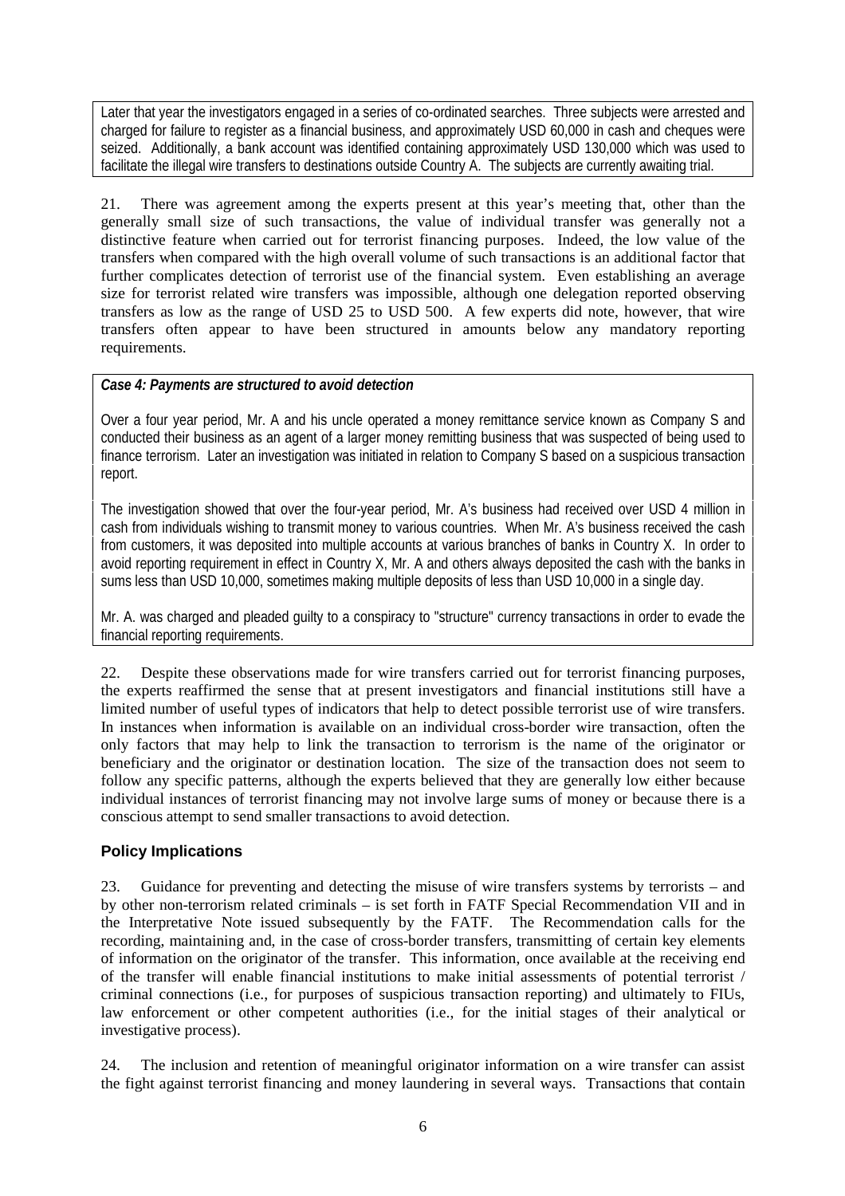Later that year the investigators engaged in a series of co-ordinated searches. Three subjects were arrested and charged for failure to register as a financial business, and approximately USD 60,000 in cash and cheques were seized. Additionally, a bank account was identified containing approximately USD 130,000 which was used to facilitate the illegal wire transfers to destinations outside Country A. The subjects are currently awaiting trial.

21. There was agreement among the experts present at this year's meeting that, other than the generally small size of such transactions, the value of individual transfer was generally not a distinctive feature when carried out for terrorist financing purposes. Indeed, the low value of the transfers when compared with the high overall volume of such transactions is an additional factor that further complicates detection of terrorist use of the financial system. Even establishing an average size for terrorist related wire transfers was impossible, although one delegation reported observing transfers as low as the range of USD 25 to USD 500. A few experts did note, however, that wire transfers often appear to have been structured in amounts below any mandatory reporting requirements.

***Case 4: Payments are structured to avoid detection***

Over a four year period, Mr. A and his uncle operated a money remittance service known as Company S and conducted their business as an agent of a larger money remitting business that was suspected of being used to finance terrorism. Later an investigation was initiated in relation to Company S based on a suspicious transaction report.

The investigation showed that over the four-year period, Mr. A's business had received over USD 4 million in cash from individuals wishing to transmit money to various countries. When Mr. A's business received the cash from customers, it was deposited into multiple accounts at various branches of banks in Country X. In order to avoid reporting requirement in effect in Country X, Mr. A and others always deposited the cash with the banks in sums less than USD 10,000, sometimes making multiple deposits of less than USD 10,000 in a single day.

Mr. A. was charged and pleaded guilty to a conspiracy to "structure" currency transactions in order to evade the financial reporting requirements.

22. Despite these observations made for wire transfers carried out for terrorist financing purposes, the experts reaffirmed the sense that at present investigators and financial institutions still have a limited number of useful types of indicators that help to detect possible terrorist use of wire transfers. In instances when information is available on an individual cross-border wire transaction, often the only factors that may help to link the transaction to terrorism is the name of the originator or beneficiary and the originator or destination location. The size of the transaction does not seem to follow any specific patterns, although the experts believed that they are generally low either because individual instances of terrorist financing may not involve large sums of money or because there is a conscious attempt to send smaller transactions to avoid detection.

## Policy Implications

23. Guidance for preventing and detecting the misuse of wire transfers systems by terrorists – and by other non-terrorism related criminals – is set forth in FATF Special Recommendation VII and in the Interpretative Note issued subsequently by the FATF. The Recommendation calls for the recording, maintaining and, in the case of cross-border transfers, transmitting of certain key elements of information on the originator of the transfer. This information, once available at the receiving end of the transfer will enable financial institutions to make initial assessments of potential terrorist / criminal connections (i.e., for purposes of suspicious transaction reporting) and ultimately to FIUs, law enforcement or other competent authorities (i.e., for the initial stages of their analytical or investigative process).

24. The inclusion and retention of meaningful originator information on a wire transfer can assist the fight against terrorist financing and money laundering in several ways. Transactions that contain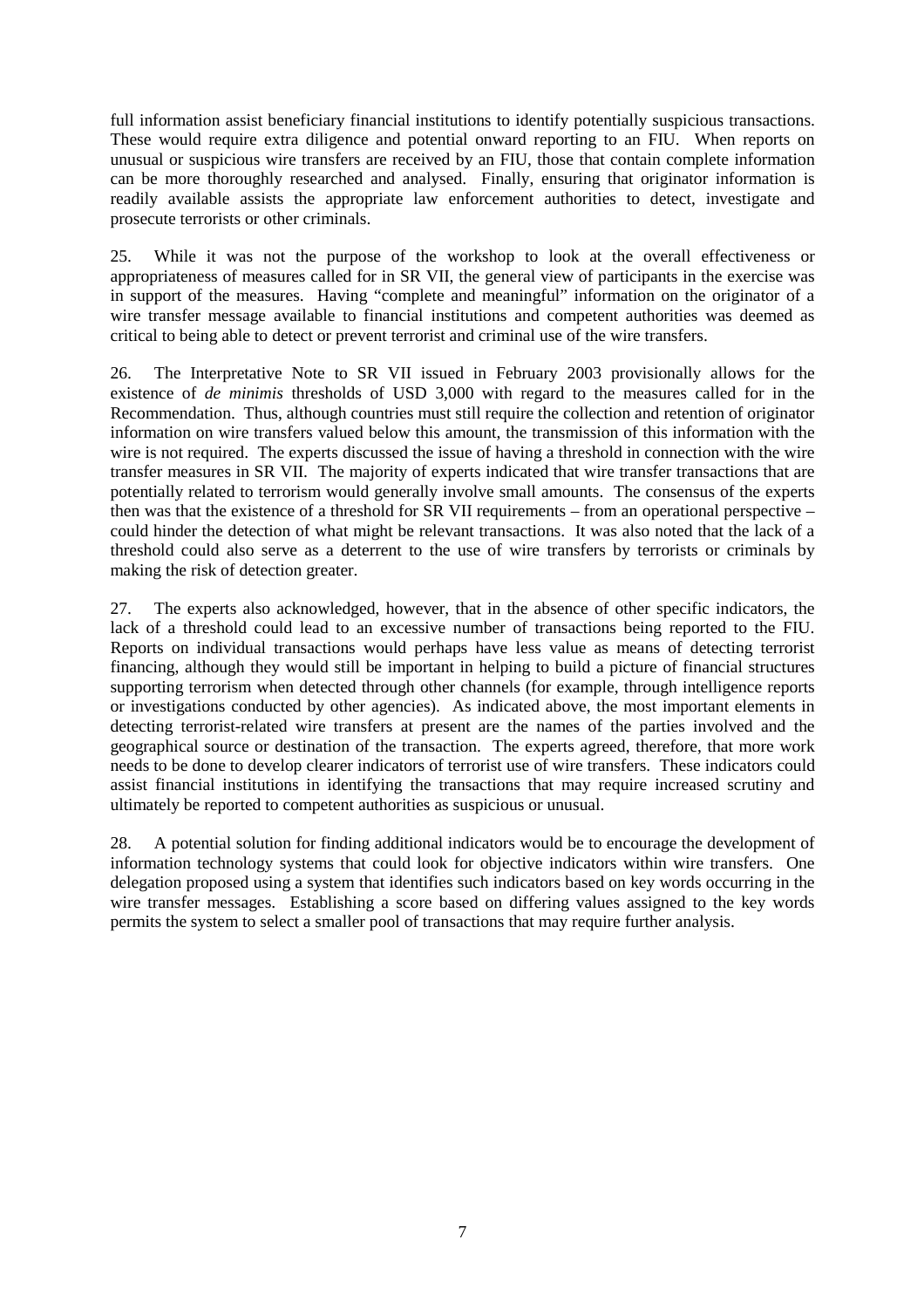full information assist beneficiary financial institutions to identify potentially suspicious transactions. These would require extra diligence and potential onward reporting to an FIU. When reports on unusual or suspicious wire transfers are received by an FIU, those that contain complete information can be more thoroughly researched and analysed. Finally, ensuring that originator information is readily available assists the appropriate law enforcement authorities to detect, investigate and prosecute terrorists or other criminals.

25. While it was not the purpose of the workshop to look at the overall effectiveness or appropriateness of measures called for in SR VII, the general view of participants in the exercise was in support of the measures. Having "complete and meaningful" information on the originator of a wire transfer message available to financial institutions and competent authorities was deemed as critical to being able to detect or prevent terrorist and criminal use of the wire transfers.

26. The Interpretative Note to SR VII issued in February 2003 provisionally allows for the existence of *de minimis* thresholds of USD 3,000 with regard to the measures called for in the Recommendation. Thus, although countries must still require the collection and retention of originator information on wire transfers valued below this amount, the transmission of this information with the wire is not required. The experts discussed the issue of having a threshold in connection with the wire transfer measures in SR VII. The majority of experts indicated that wire transfer transactions that are potentially related to terrorism would generally involve small amounts. The consensus of the experts then was that the existence of a threshold for SR VII requirements – from an operational perspective – could hinder the detection of what might be relevant transactions. It was also noted that the lack of a threshold could also serve as a deterrent to the use of wire transfers by terrorists or criminals by making the risk of detection greater.

27. The experts also acknowledged, however, that in the absence of other specific indicators, the lack of a threshold could lead to an excessive number of transactions being reported to the FIU. Reports on individual transactions would perhaps have less value as means of detecting terrorist financing, although they would still be important in helping to build a picture of financial structures supporting terrorism when detected through other channels (for example, through intelligence reports or investigations conducted by other agencies). As indicated above, the most important elements in detecting terrorist-related wire transfers at present are the names of the parties involved and the geographical source or destination of the transaction. The experts agreed, therefore, that more work needs to be done to develop clearer indicators of terrorist use of wire transfers. These indicators could assist financial institutions in identifying the transactions that may require increased scrutiny and ultimately be reported to competent authorities as suspicious or unusual.

28. A potential solution for finding additional indicators would be to encourage the development of information technology systems that could look for objective indicators within wire transfers. One delegation proposed using a system that identifies such indicators based on key words occurring in the wire transfer messages. Establishing a score based on differing values assigned to the key words permits the system to select a smaller pool of transactions that may require further analysis.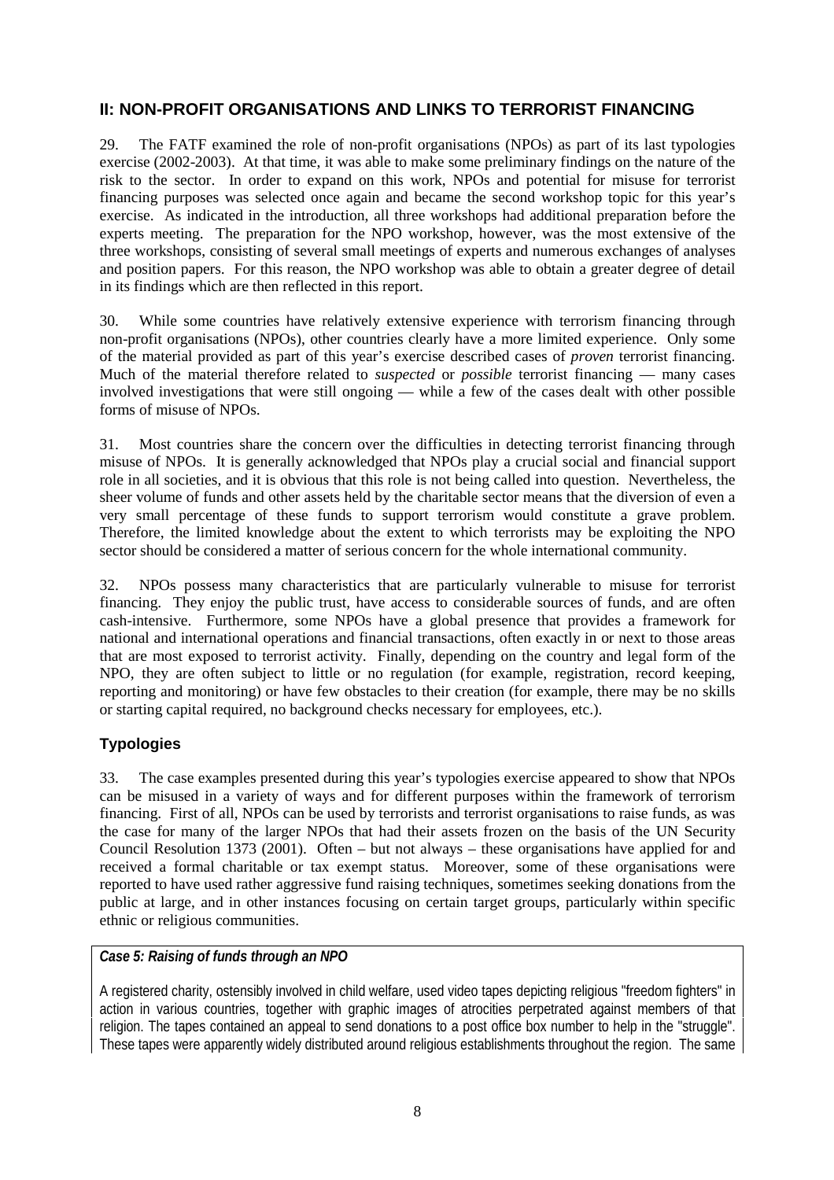## II: NON-PROFIT ORGANISATIONS AND LINKS TO TERRORIST FINANCING

29. The FATF examined the role of non-profit organisations (NPOs) as part of its last typologies exercise (2002-2003). At that time, it was able to make some preliminary findings on the nature of the risk to the sector. In order to expand on this work, NPOs and potential for misuse for terrorist financing purposes was selected once again and became the second workshop topic for this year's exercise. As indicated in the introduction, all three workshops had additional preparation before the experts meeting. The preparation for the NPO workshop, however, was the most extensive of the three workshops, consisting of several small meetings of experts and numerous exchanges of analyses and position papers. For this reason, the NPO workshop was able to obtain a greater degree of detail in its findings which are then reflected in this report.

30. While some countries have relatively extensive experience with terrorism financing through non-profit organisations (NPOs), other countries clearly have a more limited experience. Only some of the material provided as part of this year's exercise described cases of *proven* terrorist financing. Much of the material therefore related to *suspected* or *possible* terrorist financing — many cases involved investigations that were still ongoing — while a few of the cases dealt with other possible forms of misuse of NPOs.

31. Most countries share the concern over the difficulties in detecting terrorist financing through misuse of NPOs. It is generally acknowledged that NPOs play a crucial social and financial support role in all societies, and it is obvious that this role is not being called into question. Nevertheless, the sheer volume of funds and other assets held by the charitable sector means that the diversion of even a very small percentage of these funds to support terrorism would constitute a grave problem. Therefore, the limited knowledge about the extent to which terrorists may be exploiting the NPO sector should be considered a matter of serious concern for the whole international community.

32. NPOs possess many characteristics that are particularly vulnerable to misuse for terrorist financing. They enjoy the public trust, have access to considerable sources of funds, and are often cash-intensive. Furthermore, some NPOs have a global presence that provides a framework for national and international operations and financial transactions, often exactly in or next to those areas that are most exposed to terrorist activity. Finally, depending on the country and legal form of the NPO, they are often subject to little or no regulation (for example, registration, record keeping, reporting and monitoring) or have few obstacles to their creation (for example, there may be no skills or starting capital required, no background checks necessary for employees, etc.).

### Typologies

33. The case examples presented during this year's typologies exercise appeared to show that NPOs can be misused in a variety of ways and for different purposes within the framework of terrorism financing. First of all, NPOs can be used by terrorists and terrorist organisations to raise funds, as was the case for many of the larger NPOs that had their assets frozen on the basis of the UN Security Council Resolution 1373 (2001). Often – but not always – these organisations have applied for and received a formal charitable or tax exempt status. Moreover, some of these organisations were reported to have used rather aggressive fund raising techniques, sometimes seeking donations from the public at large, and in other instances focusing on certain target groups, particularly within specific ethnic or religious communities.

***Case 5: Raising of funds through an NPO***

A registered charity, ostensibly involved in child welfare, used video tapes depicting religious "freedom fighters" in action in various countries, together with graphic images of atrocities perpetrated against members of that religion. The tapes contained an appeal to send donations to a post office box number to help in the "struggle". These tapes were apparently widely distributed around religious establishments throughout the region. The same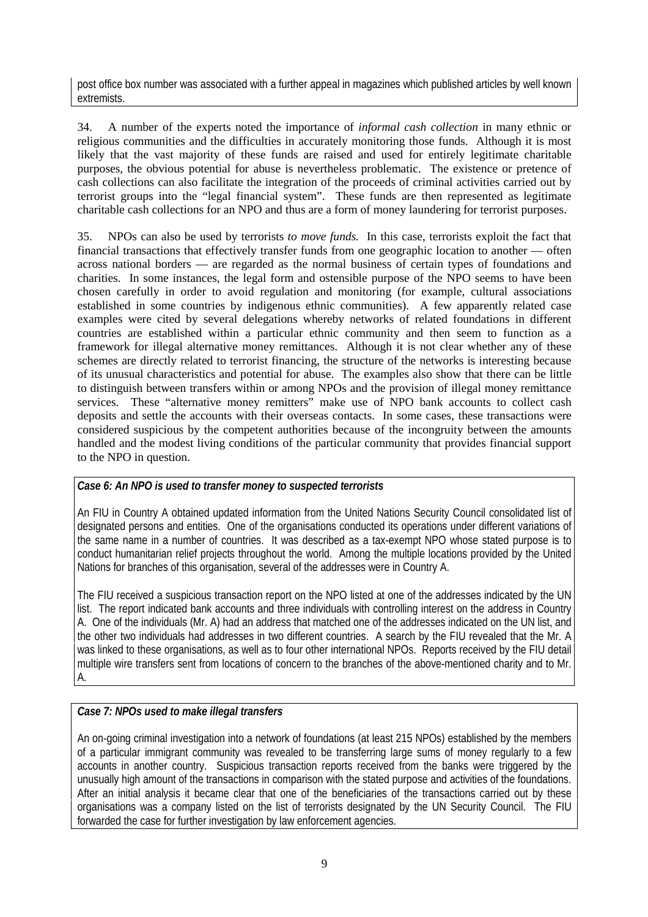post office box number was associated with a further appeal in magazines which published articles by well known extremists.

34. A number of the experts noted the importance of *informal cash collection* in many ethnic or religious communities and the difficulties in accurately monitoring those funds. Although it is most likely that the vast majority of these funds are raised and used for entirely legitimate charitable purposes, the obvious potential for abuse is nevertheless problematic. The existence or pretence of cash collections can also facilitate the integration of the proceeds of criminal activities carried out by terrorist groups into the "legal financial system". These funds are then represented as legitimate charitable cash collections for an NPO and thus are a form of money laundering for terrorist purposes.

35. NPOs can also be used by terrorists *to move funds.* In this case, terrorists exploit the fact that financial transactions that effectively transfer funds from one geographic location to another — often across national borders — are regarded as the normal business of certain types of foundations and charities. In some instances, the legal form and ostensible purpose of the NPO seems to have been chosen carefully in order to avoid regulation and monitoring (for example, cultural associations established in some countries by indigenous ethnic communities). A few apparently related case examples were cited by several delegations whereby networks of related foundations in different countries are established within a particular ethnic community and then seem to function as a framework for illegal alternative money remittances. Although it is not clear whether any of these schemes are directly related to terrorist financing, the structure of the networks is interesting because of its unusual characteristics and potential for abuse. The examples also show that there can be little to distinguish between transfers within or among NPOs and the provision of illegal money remittance services. These "alternative money remitters" make use of NPO bank accounts to collect cash deposits and settle the accounts with their overseas contacts. In some cases, these transactions were considered suspicious by the competent authorities because of the incongruity between the amounts handled and the modest living conditions of the particular community that provides financial support to the NPO in question.

***Case 6: An NPO is used to transfer money to suspected terrorists***

An FIU in Country A obtained updated information from the United Nations Security Council consolidated list of designated persons and entities. One of the organisations conducted its operations under different variations of the same name in a number of countries. It was described as a tax-exempt NPO whose stated purpose is to conduct humanitarian relief projects throughout the world. Among the multiple locations provided by the United Nations for branches of this organisation, several of the addresses were in Country A.

The FIU received a suspicious transaction report on the NPO listed at one of the addresses indicated by the UN list. The report indicated bank accounts and three individuals with controlling interest on the address in Country A. One of the individuals (Mr. A) had an address that matched one of the addresses indicated on the UN list, and the other two individuals had addresses in two different countries. A search by the FIU revealed that the Mr. A was linked to these organisations, as well as to four other international NPOs. Reports received by the FIU detail multiple wire transfers sent from locations of concern to the branches of the above-mentioned charity and to Mr. A.

***Case 7: NPOs used to make illegal transfers***

An on-going criminal investigation into a network of foundations (at least 215 NPOs) established by the members of a particular immigrant community was revealed to be transferring large sums of money regularly to a few accounts in another country. Suspicious transaction reports received from the banks were triggered by the unusually high amount of the transactions in comparison with the stated purpose and activities of the foundations. After an initial analysis it became clear that one of the beneficiaries of the transactions carried out by these organisations was a company listed on the list of terrorists designated by the UN Security Council. The FIU forwarded the case for further investigation by law enforcement agencies.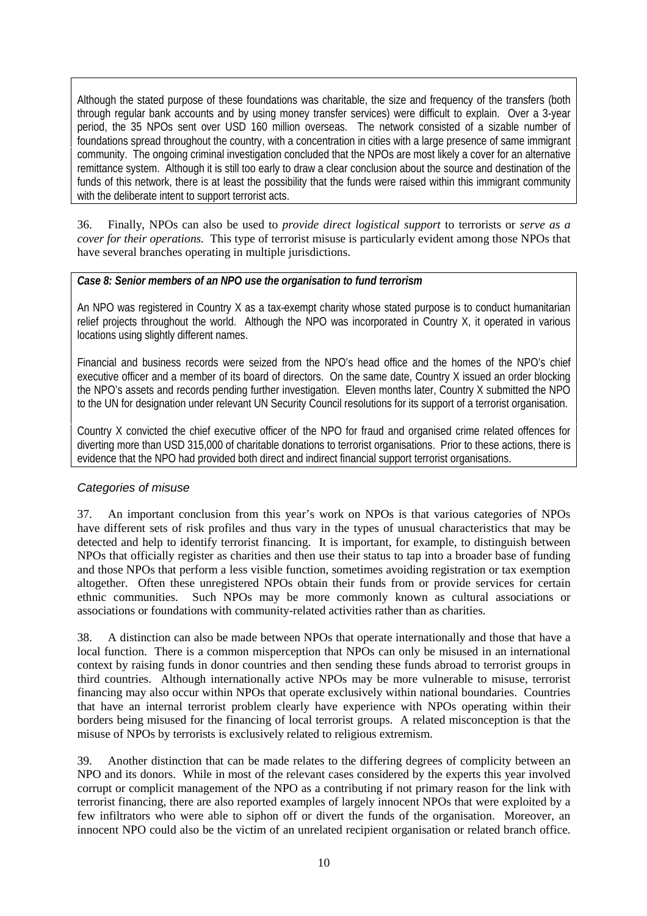Although the stated purpose of these foundations was charitable, the size and frequency of the transfers (both through regular bank accounts and by using money transfer services) were difficult to explain. Over a 3-year period, the 35 NPOs sent over USD 160 million overseas. The network consisted of a sizable number of foundations spread throughout the country, with a concentration in cities with a large presence of same immigrant community. The ongoing criminal investigation concluded that the NPOs are most likely a cover for an alternative remittance system. Although it is still too early to draw a clear conclusion about the source and destination of the funds of this network, there is at least the possibility that the funds were raised within this immigrant community with the deliberate intent to support terrorist acts.

36. Finally, NPOs can also be used to *provide direct logistical support* to terrorists or *serve as a cover for their operations.* This type of terrorist misuse is particularly evident among those NPOs that have several branches operating in multiple jurisdictions.

***Case 8: Senior members of an NPO use the organisation to fund terrorism***

An NPO was registered in Country X as a tax-exempt charity whose stated purpose is to conduct humanitarian relief projects throughout the world. Although the NPO was incorporated in Country X, it operated in various locations using slightly different names.

Financial and business records were seized from the NPO's head office and the homes of the NPO's chief executive officer and a member of its board of directors. On the same date, Country X issued an order blocking the NPO's assets and records pending further investigation. Eleven months later, Country X submitted the NPO to the UN for designation under relevant UN Security Council resolutions for its support of a terrorist organisation.

Country X convicted the chief executive officer of the NPO for fraud and organised crime related offences for diverting more than USD 315,000 of charitable donations to terrorist organisations. Prior to these actions, there is evidence that the NPO had provided both direct and indirect financial support terrorist organisations.

### *Categories of misuse*

37. An important conclusion from this year's work on NPOs is that various categories of NPOs have different sets of risk profiles and thus vary in the types of unusual characteristics that may be detected and help to identify terrorist financing. It is important, for example, to distinguish between NPOs that officially register as charities and then use their status to tap into a broader base of funding and those NPOs that perform a less visible function, sometimes avoiding registration or tax exemption altogether. Often these unregistered NPOs obtain their funds from or provide services for certain ethnic communities. Such NPOs may be more commonly known as cultural associations or associations or foundations with community-related activities rather than as charities.

38. A distinction can also be made between NPOs that operate internationally and those that have a local function. There is a common misperception that NPOs can only be misused in an international context by raising funds in donor countries and then sending these funds abroad to terrorist groups in third countries. Although internationally active NPOs may be more vulnerable to misuse, terrorist financing may also occur within NPOs that operate exclusively within national boundaries. Countries that have an internal terrorist problem clearly have experience with NPOs operating within their borders being misused for the financing of local terrorist groups. A related misconception is that the misuse of NPOs by terrorists is exclusively related to religious extremism.

39. Another distinction that can be made relates to the differing degrees of complicity between an NPO and its donors. While in most of the relevant cases considered by the experts this year involved corrupt or complicit management of the NPO as a contributing if not primary reason for the link with terrorist financing, there are also reported examples of largely innocent NPOs that were exploited by a few infiltrators who were able to siphon off or divert the funds of the organisation. Moreover, an innocent NPO could also be the victim of an unrelated recipient organisation or related branch office.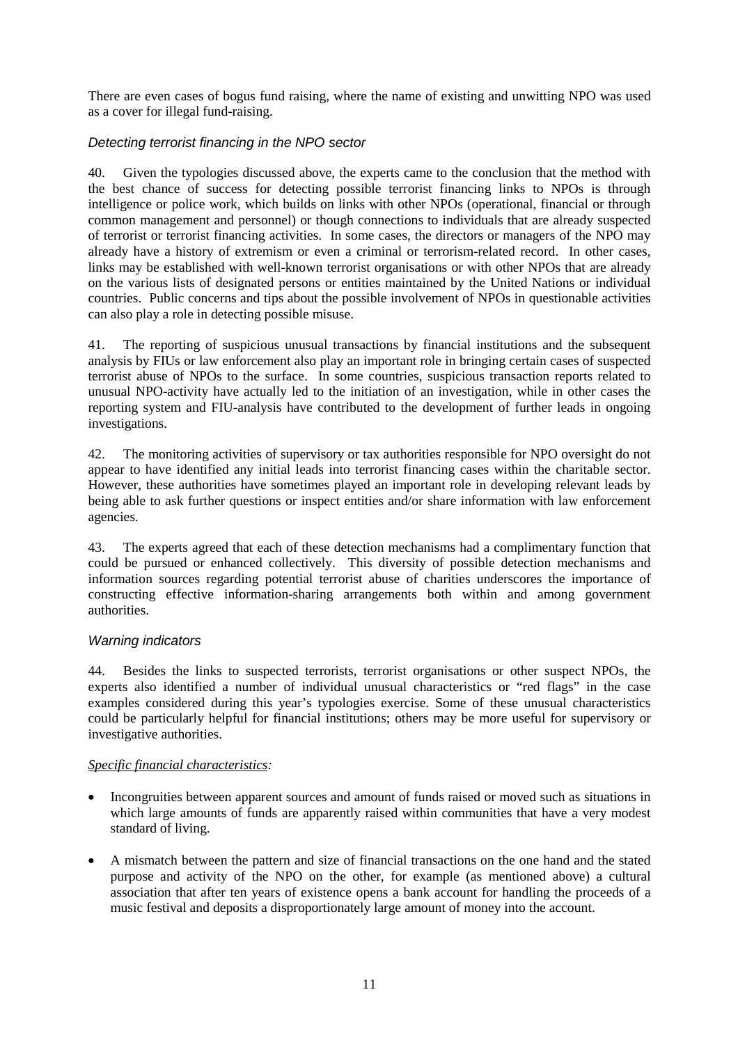There are even cases of bogus fund raising, where the name of existing and unwitting NPO was used as a cover for illegal fund-raising.

### *Detecting terrorist financing in the NPO sector*

40. Given the typologies discussed above, the experts came to the conclusion that the method with the best chance of success for detecting possible terrorist financing links to NPOs is through intelligence or police work, which builds on links with other NPOs (operational, financial or through common management and personnel) or though connections to individuals that are already suspected of terrorist or terrorist financing activities. In some cases, the directors or managers of the NPO may already have a history of extremism or even a criminal or terrorism-related record. In other cases, links may be established with well-known terrorist organisations or with other NPOs that are already on the various lists of designated persons or entities maintained by the United Nations or individual countries. Public concerns and tips about the possible involvement of NPOs in questionable activities can also play a role in detecting possible misuse.

41. The reporting of suspicious unusual transactions by financial institutions and the subsequent analysis by FIUs or law enforcement also play an important role in bringing certain cases of suspected terrorist abuse of NPOs to the surface. In some countries, suspicious transaction reports related to unusual NPO-activity have actually led to the initiation of an investigation, while in other cases the reporting system and FIU-analysis have contributed to the development of further leads in ongoing investigations.

42. The monitoring activities of supervisory or tax authorities responsible for NPO oversight do not appear to have identified any initial leads into terrorist financing cases within the charitable sector. However, these authorities have sometimes played an important role in developing relevant leads by being able to ask further questions or inspect entities and/or share information with law enforcement agencies.

43. The experts agreed that each of these detection mechanisms had a complimentary function that could be pursued or enhanced collectively. This diversity of possible detection mechanisms and information sources regarding potential terrorist abuse of charities underscores the importance of constructing effective information-sharing arrangements both within and among government authorities.

### *Warning indicators*

44. Besides the links to suspected terrorists, terrorist organisations or other suspect NPOs, the experts also identified a number of individual unusual characteristics or "red flags" in the case examples considered during this year's typologies exercise. Some of these unusual characteristics could be particularly helpful for financial institutions; others may be more useful for supervisory or investigative authorities.

*Specific financial characteristics:*

- Incongruities between apparent sources and amount of funds raised or moved such as situations in which large amounts of funds are apparently raised within communities that have a very modest standard of living.
- A mismatch between the pattern and size of financial transactions on the one hand and the stated purpose and activity of the NPO on the other, for example (as mentioned above) a cultural association that after ten years of existence opens a bank account for handling the proceeds of a music festival and deposits a disproportionately large amount of money into the account.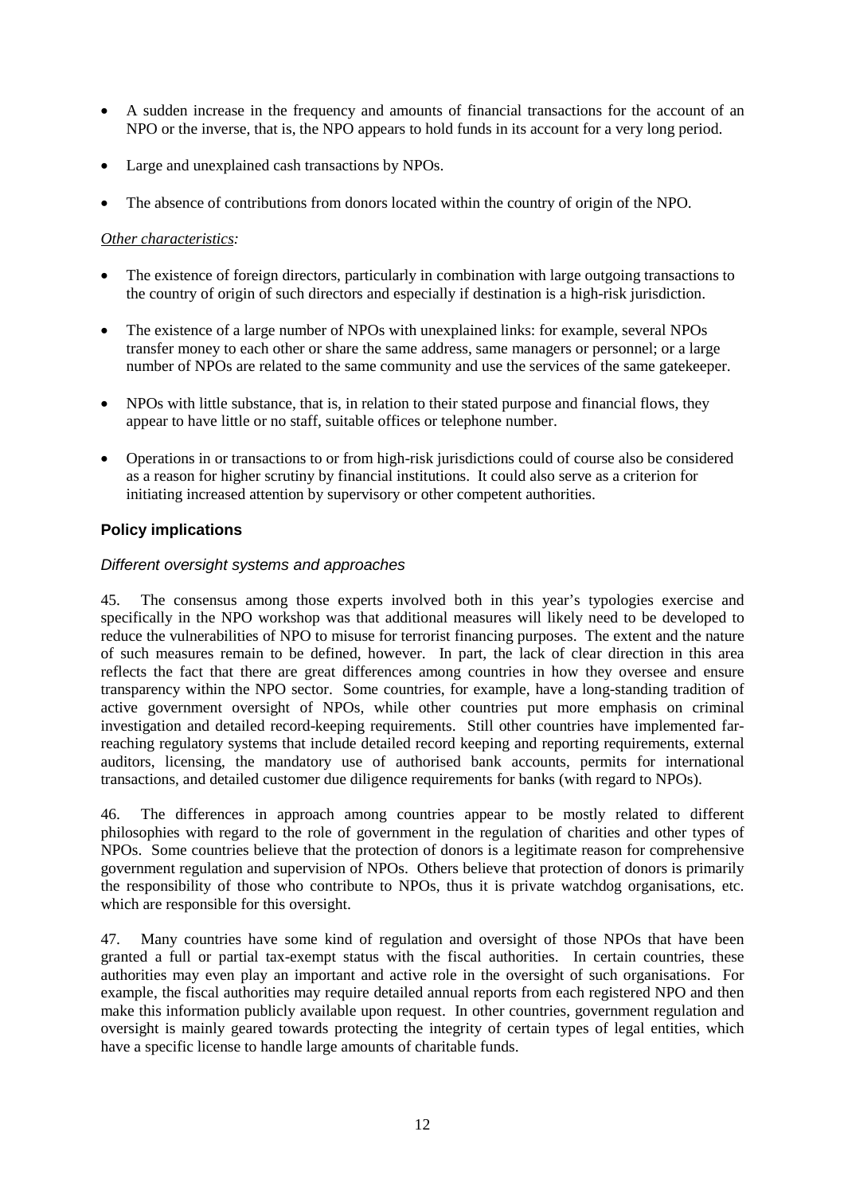- A sudden increase in the frequency and amounts of financial transactions for the account of an NPO or the inverse, that is, the NPO appears to hold funds in its account for a very long period.

- Large and unexplained cash transactions by NPOs.

- The absence of contributions from donors located within the country of origin of the NPO.

*Other characteristics:*

- The existence of foreign directors, particularly in combination with large outgoing transactions to the country of origin of such directors and especially if destination is a high-risk jurisdiction.

- The existence of a large number of NPOs with unexplained links: for example, several NPOs transfer money to each other or share the same address, same managers or personnel; or a large number of NPOs are related to the same community and use the services of the same gatekeeper.

- NPOs with little substance, that is, in relation to their stated purpose and financial flows, they appear to have little or no staff, suitable offices or telephone number.

- Operations in or transactions to or from high-risk jurisdictions could of course also be considered as a reason for higher scrutiny by financial institutions. It could also serve as a criterion for initiating increased attention by supervisory or other competent authorities.

## Policy implications

### *Different oversight systems and approaches*

45. The consensus among those experts involved both in this year's typologies exercise and specifically in the NPO workshop was that additional measures will likely need to be developed to reduce the vulnerabilities of NPO to misuse for terrorist financing purposes. The extent and the nature of such measures remain to be defined, however. In part, the lack of clear direction in this area reflects the fact that there are great differences among countries in how they oversee and ensure transparency within the NPO sector. Some countries, for example, have a long-standing tradition of active government oversight of NPOs, while other countries put more emphasis on criminal investigation and detailed record-keeping requirements. Still other countries have implemented far-reaching regulatory systems that include detailed record keeping and reporting requirements, external auditors, licensing, the mandatory use of authorised bank accounts, permits for international transactions, and detailed customer due diligence requirements for banks (with regard to NPOs).

46. The differences in approach among countries appear to be mostly related to different philosophies with regard to the role of government in the regulation of charities and other types of NPOs. Some countries believe that the protection of donors is a legitimate reason for comprehensive government regulation and supervision of NPOs. Others believe that protection of donors is primarily the responsibility of those who contribute to NPOs, thus it is private watchdog organisations, etc. which are responsible for this oversight.

47. Many countries have some kind of regulation and oversight of those NPOs that have been granted a full or partial tax-exempt status with the fiscal authorities. In certain countries, these authorities may even play an important and active role in the oversight of such organisations. For example, the fiscal authorities may require detailed annual reports from each registered NPO and then make this information publicly available upon request. In other countries, government regulation and oversight is mainly geared towards protecting the integrity of certain types of legal entities, which have a specific license to handle large amounts of charitable funds.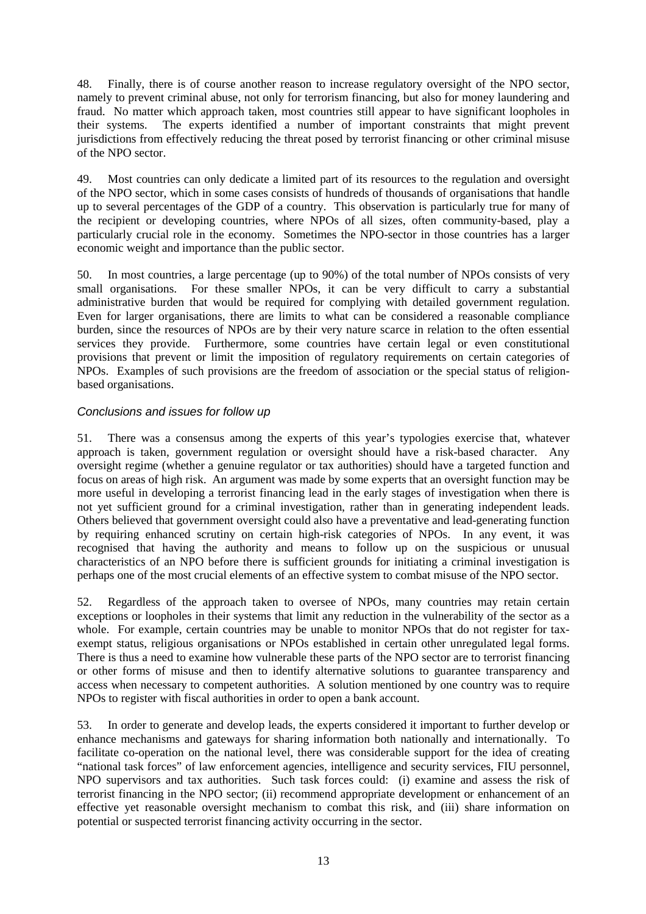48. Finally, there is of course another reason to increase regulatory oversight of the NPO sector, namely to prevent criminal abuse, not only for terrorism financing, but also for money laundering and fraud. No matter which approach taken, most countries still appear to have significant loopholes in their systems. The experts identified a number of important constraints that might prevent jurisdictions from effectively reducing the threat posed by terrorist financing or other criminal misuse of the NPO sector.

49. Most countries can only dedicate a limited part of its resources to the regulation and oversight of the NPO sector, which in some cases consists of hundreds of thousands of organisations that handle up to several percentages of the GDP of a country. This observation is particularly true for many of the recipient or developing countries, where NPOs of all sizes, often community-based, play a particularly crucial role in the economy. Sometimes the NPO-sector in those countries has a larger economic weight and importance than the public sector.

50. In most countries, a large percentage (up to 90%) of the total number of NPOs consists of very small organisations. For these smaller NPOs, it can be very difficult to carry a substantial administrative burden that would be required for complying with detailed government regulation. Even for larger organisations, there are limits to what can be considered a reasonable compliance burden, since the resources of NPOs are by their very nature scarce in relation to the often essential services they provide. Furthermore, some countries have certain legal or even constitutional provisions that prevent or limit the imposition of regulatory requirements on certain categories of NPOs. Examples of such provisions are the freedom of association or the special status of religion-based organisations.

### *Conclusions and issues for follow up*

51. There was a consensus among the experts of this year's typologies exercise that, whatever approach is taken, government regulation or oversight should have a risk-based character. Any oversight regime (whether a genuine regulator or tax authorities) should have a targeted function and focus on areas of high risk. An argument was made by some experts that an oversight function may be more useful in developing a terrorist financing lead in the early stages of investigation when there is not yet sufficient ground for a criminal investigation, rather than in generating independent leads. Others believed that government oversight could also have a preventative and lead-generating function by requiring enhanced scrutiny on certain high-risk categories of NPOs. In any event, it was recognised that having the authority and means to follow up on the suspicious or unusual characteristics of an NPO before there is sufficient grounds for initiating a criminal investigation is perhaps one of the most crucial elements of an effective system to combat misuse of the NPO sector.

52. Regardless of the approach taken to oversee of NPOs, many countries may retain certain exceptions or loopholes in their systems that limit any reduction in the vulnerability of the sector as a whole. For example, certain countries may be unable to monitor NPOs that do not register for tax-exempt status, religious organisations or NPOs established in certain other unregulated legal forms. There is thus a need to examine how vulnerable these parts of the NPO sector are to terrorist financing or other forms of misuse and then to identify alternative solutions to guarantee transparency and access when necessary to competent authorities. A solution mentioned by one country was to require NPOs to register with fiscal authorities in order to open a bank account.

53. In order to generate and develop leads, the experts considered it important to further develop or enhance mechanisms and gateways for sharing information both nationally and internationally. To facilitate co-operation on the national level, there was considerable support for the idea of creating "national task forces" of law enforcement agencies, intelligence and security services, FIU personnel, NPO supervisors and tax authorities. Such task forces could: (i) examine and assess the risk of terrorist financing in the NPO sector; (ii) recommend appropriate development or enhancement of an effective yet reasonable oversight mechanism to combat this risk, and (iii) share information on potential or suspected terrorist financing activity occurring in the sector.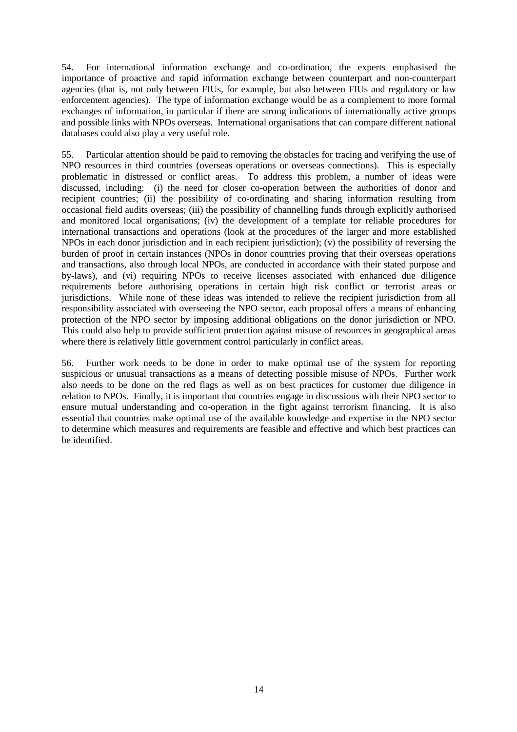54. For international information exchange and co-ordination, the experts emphasised the importance of proactive and rapid information exchange between counterpart and non-counterpart agencies (that is, not only between FIUs, for example, but also between FIUs and regulatory or law enforcement agencies). The type of information exchange would be as a complement to more formal exchanges of information, in particular if there are strong indications of internationally active groups and possible links with NPOs overseas. International organisations that can compare different national databases could also play a very useful role.

55. Particular attention should be paid to removing the obstacles for tracing and verifying the use of NPO resources in third countries (overseas operations or overseas connections). This is especially problematic in distressed or conflict areas. To address this problem, a number of ideas were discussed, including: (i) the need for closer co-operation between the authorities of donor and recipient countries; (ii) the possibility of co-ordinating and sharing information resulting from occasional field audits overseas; (iii) the possibility of channelling funds through explicitly authorised and monitored local organisations; (iv) the development of a template for reliable procedures for international transactions and operations (look at the procedures of the larger and more established NPOs in each donor jurisdiction and in each recipient jurisdiction); (v) the possibility of reversing the burden of proof in certain instances (NPOs in donor countries proving that their overseas operations and transactions, also through local NPOs, are conducted in accordance with their stated purpose and by-laws), and (vi) requiring NPOs to receive licenses associated with enhanced due diligence requirements before authorising operations in certain high risk conflict or terrorist areas or jurisdictions. While none of these ideas was intended to relieve the recipient jurisdiction from all responsibility associated with overseeing the NPO sector, each proposal offers a means of enhancing protection of the NPO sector by imposing additional obligations on the donor jurisdiction or NPO. This could also help to provide sufficient protection against misuse of resources in geographical areas where there is relatively little government control particularly in conflict areas.

56. Further work needs to be done in order to make optimal use of the system for reporting suspicious or unusual transactions as a means of detecting possible misuse of NPOs. Further work also needs to be done on the red flags as well as on best practices for customer due diligence in relation to NPOs. Finally, it is important that countries engage in discussions with their NPO sector to ensure mutual understanding and co-operation in the fight against terrorism financing. It is also essential that countries make optimal use of the available knowledge and expertise in the NPO sector to determine which measures and requirements are feasible and effective and which best practices can be identified.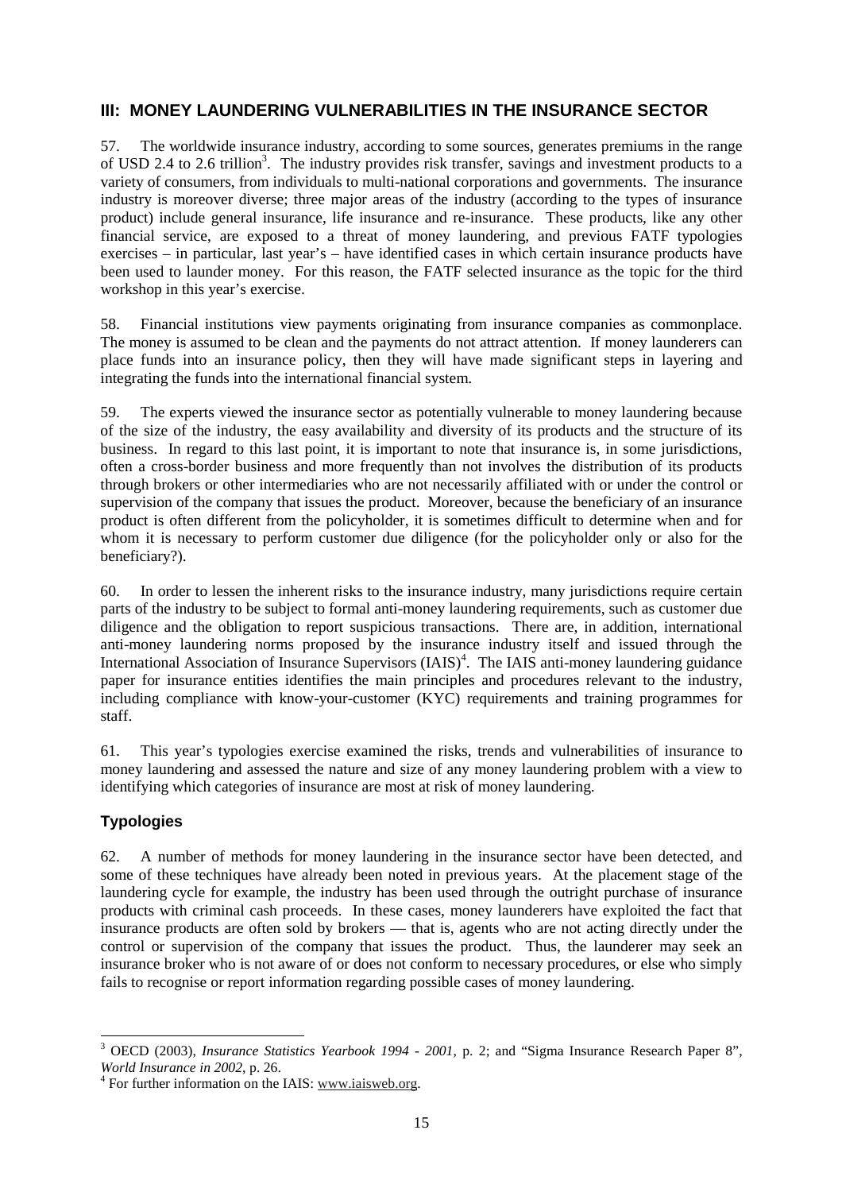## III: MONEY LAUNDERING VULNERABILITIES IN THE INSURANCE SECTOR

57. The worldwide insurance industry, according to some sources, generates premiums in the range of USD 2.4 to 2.6 trillion[3]. The industry provides risk transfer, savings and investment products to a variety of consumers, from individuals to multi-national corporations and governments. The insurance industry is moreover diverse; three major areas of the industry (according to the types of insurance product) include general insurance, life insurance and re-insurance. These products, like any other financial service, are exposed to a threat of money laundering, and previous FATF typologies exercises – in particular, last year's – have identified cases in which certain insurance products have been used to launder money. For this reason, the FATF selected insurance as the topic for the third workshop in this year's exercise.

58. Financial institutions view payments originating from insurance companies as commonplace. The money is assumed to be clean and the payments do not attract attention. If money launderers can place funds into an insurance policy, then they will have made significant steps in layering and integrating the funds into the international financial system.

59. The experts viewed the insurance sector as potentially vulnerable to money laundering because of the size of the industry, the easy availability and diversity of its products and the structure of its business. In regard to this last point, it is important to note that insurance is, in some jurisdictions, often a cross-border business and more frequently than not involves the distribution of its products through brokers or other intermediaries who are not necessarily affiliated with or under the control or supervision of the company that issues the product. Moreover, because the beneficiary of an insurance product is often different from the policyholder, it is sometimes difficult to determine when and for whom it is necessary to perform customer due diligence (for the policyholder only or also for the beneficiary?).

60. In order to lessen the inherent risks to the insurance industry, many jurisdictions require certain parts of the industry to be subject to formal anti-money laundering requirements, such as customer due diligence and the obligation to report suspicious transactions. There are, in addition, international anti-money laundering norms proposed by the insurance industry itself and issued through the International Association of Insurance Supervisors (IAIS)[4]. The IAIS anti-money laundering guidance paper for insurance entities identifies the main principles and procedures relevant to the industry, including compliance with know-your-customer (KYC) requirements and training programmes for staff.

61. This year's typologies exercise examined the risks, trends and vulnerabilities of insurance to money laundering and assessed the nature and size of any money laundering problem with a view to identifying which categories of insurance are most at risk of money laundering.

### Typologies

62. A number of methods for money laundering in the insurance sector have been detected, and some of these techniques have already been noted in previous years. At the placement stage of the laundering cycle for example, the industry has been used through the outright purchase of insurance products with criminal cash proceeds. In these cases, money launderers have exploited the fact that insurance products are often sold by brokers — that is, agents who are not acting directly under the control or supervision of the company that issues the product. Thus, the launderer may seek an insurance broker who is not aware of or does not conform to necessary procedures, or else who simply fails to recognise or report information regarding possible cases of money laundering.

---

[3] OECD (2003), *Insurance Statistics Yearbook 1994 - 2001*, p. 2; and "Sigma Insurance Research Paper 8", *World Insurance in 2002*, p. 26.

[4] For further information on the IAIS: www.iaisweb.org.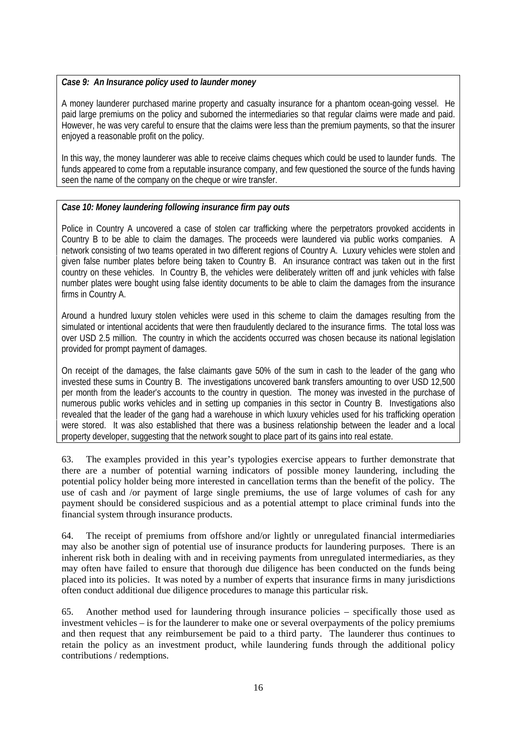***Case 9: An Insurance policy used to launder money***

A money launderer purchased marine property and casualty insurance for a phantom ocean-going vessel. He paid large premiums on the policy and suborned the intermediaries so that regular claims were made and paid. However, he was very careful to ensure that the claims were less than the premium payments, so that the insurer enjoyed a reasonable profit on the policy.

In this way, the money launderer was able to receive claims cheques which could be used to launder funds. The funds appeared to come from a reputable insurance company, and few questioned the source of the funds having seen the name of the company on the cheque or wire transfer.

***Case 10: Money laundering following insurance firm pay outs***

Police in Country A uncovered a case of stolen car trafficking where the perpetrators provoked accidents in Country B to be able to claim the damages. The proceeds were laundered via public works companies. A network consisting of two teams operated in two different regions of Country A. Luxury vehicles were stolen and given false number plates before being taken to Country B. An insurance contract was taken out in the first country on these vehicles. In Country B, the vehicles were deliberately written off and junk vehicles with false number plates were bought using false identity documents to be able to claim the damages from the insurance firms in Country A.

Around a hundred luxury stolen vehicles were used in this scheme to claim the damages resulting from the simulated or intentional accidents that were then fraudulently declared to the insurance firms. The total loss was over USD 2.5 million. The country in which the accidents occurred was chosen because its national legislation provided for prompt payment of damages.

On receipt of the damages, the false claimants gave 50% of the sum in cash to the leader of the gang who invested these sums in Country B. The investigations uncovered bank transfers amounting to over USD 12,500 per month from the leader's accounts to the country in question. The money was invested in the purchase of numerous public works vehicles and in setting up companies in this sector in Country B. Investigations also revealed that the leader of the gang had a warehouse in which luxury vehicles used for his trafficking operation were stored. It was also established that there was a business relationship between the leader and a local property developer, suggesting that the network sought to place part of its gains into real estate.

63. The examples provided in this year's typologies exercise appears to further demonstrate that there are a number of potential warning indicators of possible money laundering, including the potential policy holder being more interested in cancellation terms than the benefit of the policy. The use of cash and /or payment of large single premiums, the use of large volumes of cash for any payment should be considered suspicious and as a potential attempt to place criminal funds into the financial system through insurance products.

64. The receipt of premiums from offshore and/or lightly or unregulated financial intermediaries may also be another sign of potential use of insurance products for laundering purposes. There is an inherent risk both in dealing with and in receiving payments from unregulated intermediaries, as they may often have failed to ensure that thorough due diligence has been conducted on the funds being placed into its policies. It was noted by a number of experts that insurance firms in many jurisdictions often conduct additional due diligence procedures to manage this particular risk.

65. Another method used for laundering through insurance policies – specifically those used as investment vehicles – is for the launderer to make one or several overpayments of the policy premiums and then request that any reimbursement be paid to a third party. The launderer thus continues to retain the policy as an investment product, while laundering funds through the additional policy contributions / redemptions.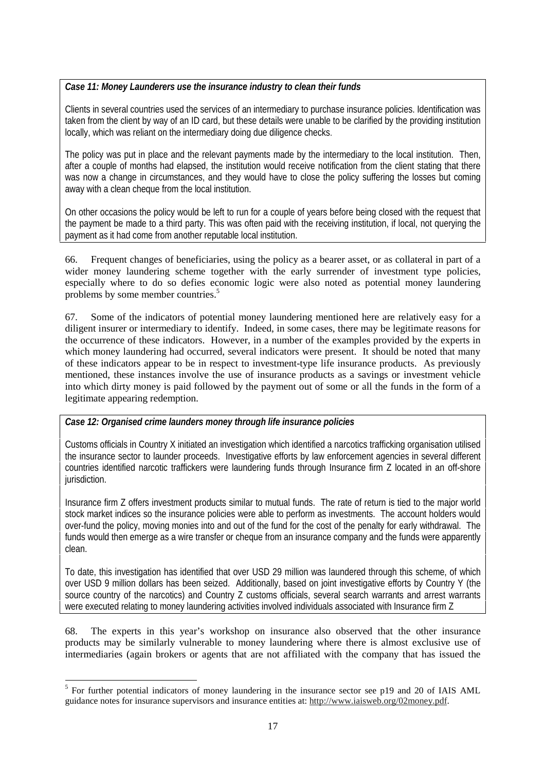***Case 11: Money Launderers use the insurance industry to clean their funds***

Clients in several countries used the services of an intermediary to purchase insurance policies. Identification was taken from the client by way of an ID card, but these details were unable to be clarified by the providing institution locally, which was reliant on the intermediary doing due diligence checks.

The policy was put in place and the relevant payments made by the intermediary to the local institution. Then, after a couple of months had elapsed, the institution would receive notification from the client stating that there was now a change in circumstances, and they would have to close the policy suffering the losses but coming away with a clean cheque from the local institution.

On other occasions the policy would be left to run for a couple of years before being closed with the request that the payment be made to a third party. This was often paid with the receiving institution, if local, not querying the payment as it had come from another reputable local institution.

66. Frequent changes of beneficiaries, using the policy as a bearer asset, or as collateral in part of a wider money laundering scheme together with the early surrender of investment type policies, especially where to do so defies economic logic were also noted as potential money laundering problems by some member countries.[5]

67. Some of the indicators of potential money laundering mentioned here are relatively easy for a diligent insurer or intermediary to identify. Indeed, in some cases, there may be legitimate reasons for the occurrence of these indicators. However, in a number of the examples provided by the experts in which money laundering had occurred, several indicators were present. It should be noted that many of these indicators appear to be in respect to investment-type life insurance products. As previously mentioned, these instances involve the use of insurance products as a savings or investment vehicle into which dirty money is paid followed by the payment out of some or all the funds in the form of a legitimate appearing redemption.

***Case 12: Organised crime launders money through life insurance policies***

Customs officials in Country X initiated an investigation which identified a narcotics trafficking organisation utilised the insurance sector to launder proceeds. Investigative efforts by law enforcement agencies in several different countries identified narcotic traffickers were laundering funds through Insurance firm Z located in an off-shore jurisdiction.

Insurance firm Z offers investment products similar to mutual funds. The rate of return is tied to the major world stock market indices so the insurance policies were able to perform as investments. The account holders would over-fund the policy, moving monies into and out of the fund for the cost of the penalty for early withdrawal. The funds would then emerge as a wire transfer or cheque from an insurance company and the funds were apparently clean.

To date, this investigation has identified that over USD 29 million was laundered through this scheme, of which over USD 9 million dollars has been seized. Additionally, based on joint investigative efforts by Country Y (the source country of the narcotics) and Country Z customs officials, several search warrants and arrest warrants were executed relating to money laundering activities involved individuals associated with Insurance firm Z

68. The experts in this year's workshop on insurance also observed that the other insurance products may be similarly vulnerable to money laundering where there is almost exclusive use of intermediaries (again brokers or agents that are not affiliated with the company that has issued the

---

[5] For further potential indicators of money laundering in the insurance sector see p19 and 20 of IAIS AML guidance notes for insurance supervisors and insurance entities at: http://www.iaisweb.org/02money.pdf.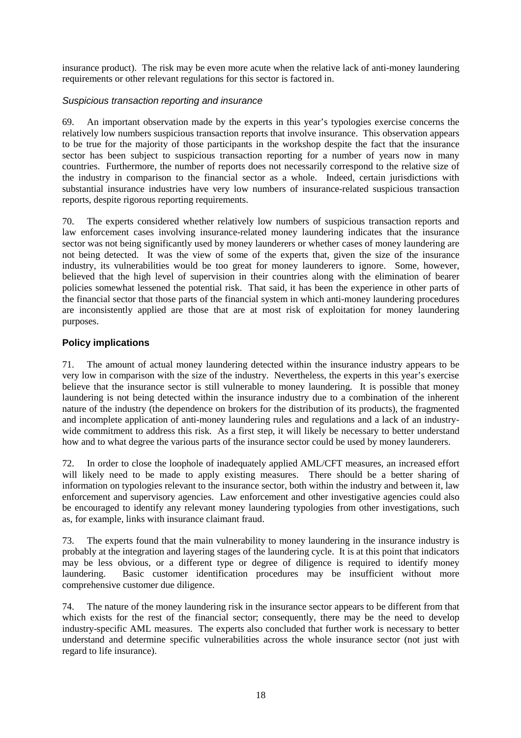insurance product). The risk may be even more acute when the relative lack of anti-money laundering requirements or other relevant regulations for this sector is factored in.

*Suspicious transaction reporting and insurance*

69. An important observation made by the experts in this year's typologies exercise concerns the relatively low numbers suspicious transaction reports that involve insurance. This observation appears to be true for the majority of those participants in the workshop despite the fact that the insurance sector has been subject to suspicious transaction reporting for a number of years now in many countries. Furthermore, the number of reports does not necessarily correspond to the relative size of the industry in comparison to the financial sector as a whole. Indeed, certain jurisdictions with substantial insurance industries have very low numbers of insurance-related suspicious transaction reports, despite rigorous reporting requirements.

70. The experts considered whether relatively low numbers of suspicious transaction reports and law enforcement cases involving insurance-related money laundering indicates that the insurance sector was not being significantly used by money launderers or whether cases of money laundering are not being detected. It was the view of some of the experts that, given the size of the insurance industry, its vulnerabilities would be too great for money launderers to ignore. Some, however, believed that the high level of supervision in their countries along with the elimination of bearer policies somewhat lessened the potential risk. That said, it has been the experience in other parts of the financial sector that those parts of the financial system in which anti-money laundering procedures are inconsistently applied are those that are at most risk of exploitation for money laundering purposes.

**Policy implications**

71. The amount of actual money laundering detected within the insurance industry appears to be very low in comparison with the size of the industry. Nevertheless, the experts in this year's exercise believe that the insurance sector is still vulnerable to money laundering. It is possible that money laundering is not being detected within the insurance industry due to a combination of the inherent nature of the industry (the dependence on brokers for the distribution of its products), the fragmented and incomplete application of anti-money laundering rules and regulations and a lack of an industry-wide commitment to address this risk. As a first step, it will likely be necessary to better understand how and to what degree the various parts of the insurance sector could be used by money launderers.

72. In order to close the loophole of inadequately applied AML/CFT measures, an increased effort will likely need to be made to apply existing measures. There should be a better sharing of information on typologies relevant to the insurance sector, both within the industry and between it, law enforcement and supervisory agencies. Law enforcement and other investigative agencies could also be encouraged to identify any relevant money laundering typologies from other investigations, such as, for example, links with insurance claimant fraud.

73. The experts found that the main vulnerability to money laundering in the insurance industry is probably at the integration and layering stages of the laundering cycle. It is at this point that indicators may be less obvious, or a different type or degree of diligence is required to identify money laundering. Basic customer identification procedures may be insufficient without more comprehensive customer due diligence.

74. The nature of the money laundering risk in the insurance sector appears to be different from that which exists for the rest of the financial sector; consequently, there may be the need to develop industry-specific AML measures. The experts also concluded that further work is necessary to better understand and determine specific vulnerabilities across the whole insurance sector (not just with regard to life insurance).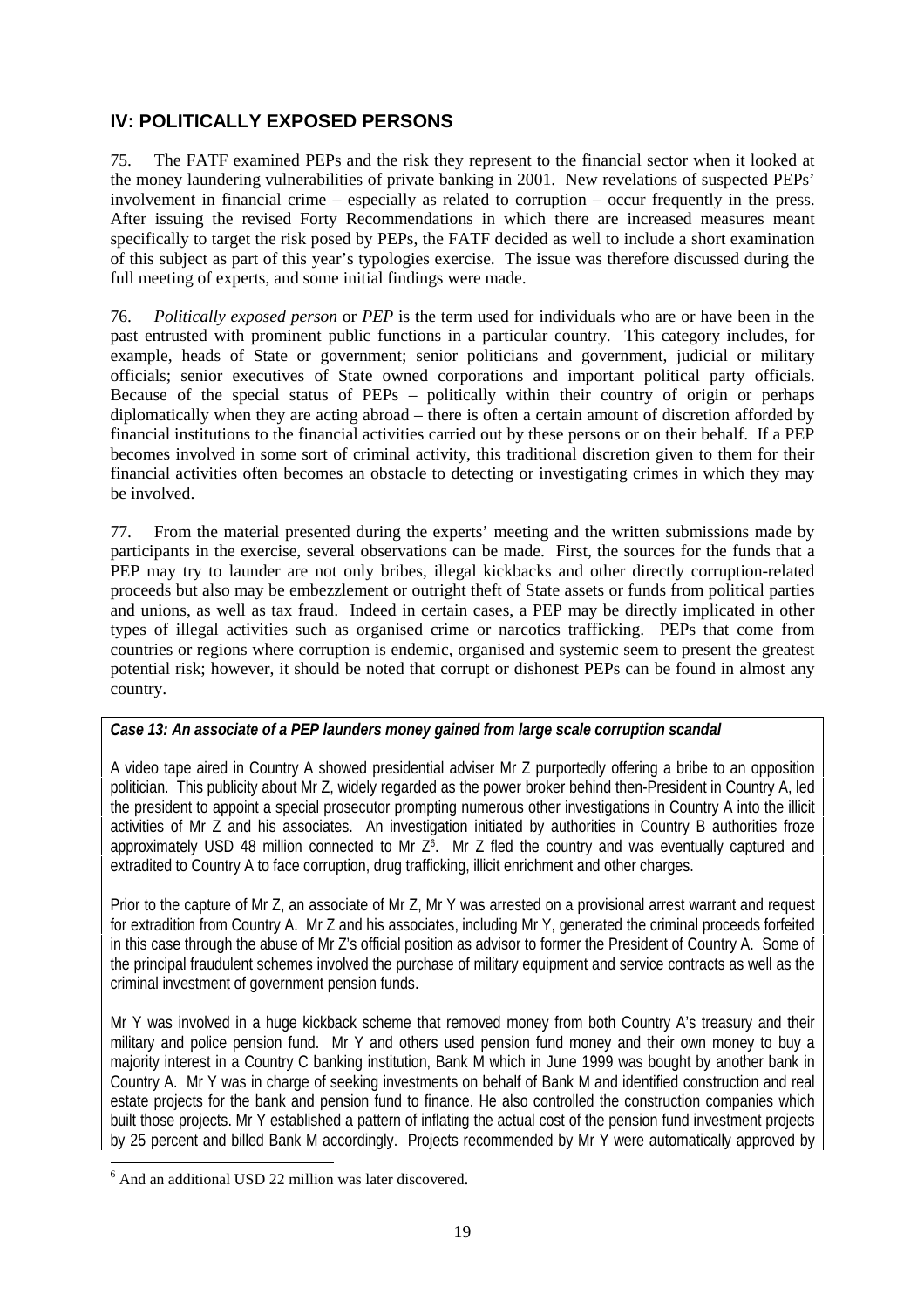## IV: POLITICALLY EXPOSED PERSONS

75. The FATF examined PEPs and the risk they represent to the financial sector when it looked at the money laundering vulnerabilities of private banking in 2001. New revelations of suspected PEPs' involvement in financial crime – especially as related to corruption – occur frequently in the press. After issuing the revised Forty Recommendations in which there are increased measures meant specifically to target the risk posed by PEPs, the FATF decided as well to include a short examination of this subject as part of this year's typologies exercise. The issue was therefore discussed during the full meeting of experts, and some initial findings were made.

76. *Politically exposed person* or *PEP* is the term used for individuals who are or have been in the past entrusted with prominent public functions in a particular country. This category includes, for example, heads of State or government; senior politicians and government, judicial or military officials; senior executives of State owned corporations and important political party officials. Because of the special status of PEPs – politically within their country of origin or perhaps diplomatically when they are acting abroad – there is often a certain amount of discretion afforded by financial institutions to the financial activities carried out by these persons or on their behalf. If a PEP becomes involved in some sort of criminal activity, this traditional discretion given to them for their financial activities often becomes an obstacle to detecting or investigating crimes in which they may be involved.

77. From the material presented during the experts' meeting and the written submissions made by participants in the exercise, several observations can be made. First, the sources for the funds that a PEP may try to launder are not only bribes, illegal kickbacks and other directly corruption-related proceeds but also may be embezzlement or outright theft of State assets or funds from political parties and unions, as well as tax fraud. Indeed in certain cases, a PEP may be directly implicated in other types of illegal activities such as organised crime or narcotics trafficking. PEPs that come from countries or regions where corruption is endemic, organised and systemic seem to present the greatest potential risk; however, it should be noted that corrupt or dishonest PEPs can be found in almost any country.

***Case 13: An associate of a PEP launders money gained from large scale corruption scandal***

A video tape aired in Country A showed presidential adviser Mr Z purportedly offering a bribe to an opposition politician. This publicity about Mr Z, widely regarded as the power broker behind then-President in Country A, led the president to appoint a special prosecutor prompting numerous other investigations in Country A into the illicit activities of Mr Z and his associates. An investigation initiated by authorities in Country B authorities froze approximately USD 48 million connected to Mr Z[6]. Mr Z fled the country and was eventually captured and extradited to Country A to face corruption, drug trafficking, illicit enrichment and other charges.

Prior to the capture of Mr Z, an associate of Mr Z, Mr Y was arrested on a provisional arrest warrant and request for extradition from Country A. Mr Z and his associates, including Mr Y, generated the criminal proceeds forfeited in this case through the abuse of Mr Z's official position as advisor to former the President of Country A. Some of the principal fraudulent schemes involved the purchase of military equipment and service contracts as well as the criminal investment of government pension funds.

Mr Y was involved in a huge kickback scheme that removed money from both Country A's treasury and their military and police pension fund. Mr Y and others used pension fund money and their own money to buy a majority interest in a Country C banking institution, Bank M which in June 1999 was bought by another bank in Country A. Mr Y was in charge of seeking investments on behalf of Bank M and identified construction and real estate projects for the bank and pension fund to finance. He also controlled the construction companies which built those projects. Mr Y established a pattern of inflating the actual cost of the pension fund investment projects by 25 percent and billed Bank M accordingly. Projects recommended by Mr Y were automatically approved by

[6] And an additional USD 22 million was later discovered.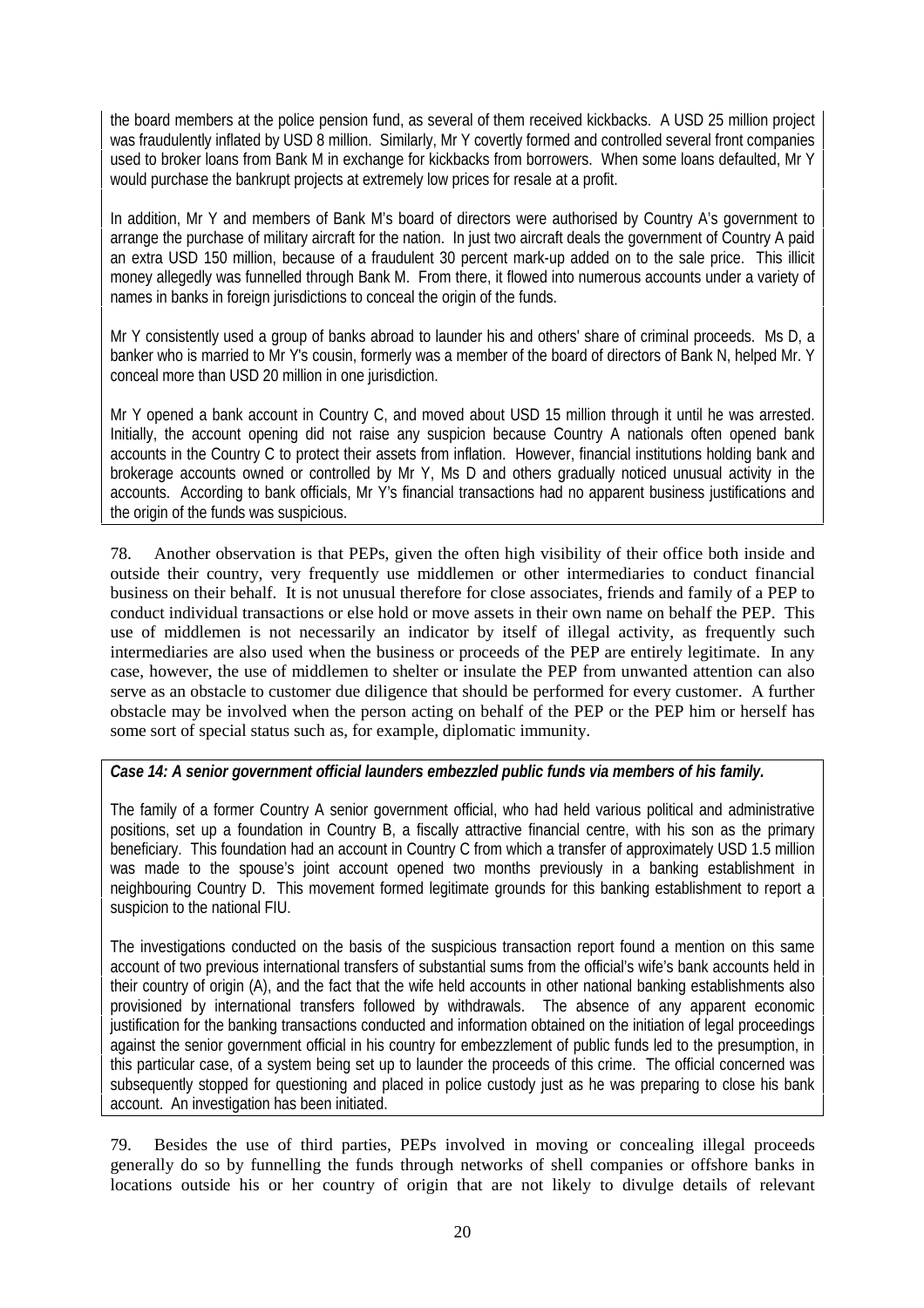the board members at the police pension fund, as several of them received kickbacks. A USD 25 million project was fraudulently inflated by USD 8 million. Similarly, Mr Y covertly formed and controlled several front companies used to broker loans from Bank M in exchange for kickbacks from borrowers. When some loans defaulted, Mr Y would purchase the bankrupt projects at extremely low prices for resale at a profit.

In addition, Mr Y and members of Bank M's board of directors were authorised by Country A's government to arrange the purchase of military aircraft for the nation. In just two aircraft deals the government of Country A paid an extra USD 150 million, because of a fraudulent 30 percent mark-up added on to the sale price. This illicit money allegedly was funnelled through Bank M. From there, it flowed into numerous accounts under a variety of names in banks in foreign jurisdictions to conceal the origin of the funds.

Mr Y consistently used a group of banks abroad to launder his and others' share of criminal proceeds. Ms D, a banker who is married to Mr Y's cousin, formerly was a member of the board of directors of Bank N, helped Mr. Y conceal more than USD 20 million in one jurisdiction.

Mr Y opened a bank account in Country C, and moved about USD 15 million through it until he was arrested. Initially, the account opening did not raise any suspicion because Country A nationals often opened bank accounts in the Country C to protect their assets from inflation. However, financial institutions holding bank and brokerage accounts owned or controlled by Mr Y, Ms D and others gradually noticed unusual activity in the accounts. According to bank officials, Mr Y's financial transactions had no apparent business justifications and the origin of the funds was suspicious.

78. Another observation is that PEPs, given the often high visibility of their office both inside and outside their country, very frequently use middlemen or other intermediaries to conduct financial business on their behalf. It is not unusual therefore for close associates, friends and family of a PEP to conduct individual transactions or else hold or move assets in their own name on behalf the PEP. This use of middlemen is not necessarily an indicator by itself of illegal activity, as frequently such intermediaries are also used when the business or proceeds of the PEP are entirely legitimate. In any case, however, the use of middlemen to shelter or insulate the PEP from unwanted attention can also serve as an obstacle to customer due diligence that should be performed for every customer. A further obstacle may be involved when the person acting on behalf of the PEP or the PEP him or herself has some sort of special status such as, for example, diplomatic immunity.

***Case 14: A senior government official launders embezzled public funds via members of his family.***

The family of a former Country A senior government official, who had held various political and administrative positions, set up a foundation in Country B, a fiscally attractive financial centre, with his son as the primary beneficiary. This foundation had an account in Country C from which a transfer of approximately USD 1.5 million was made to the spouse's joint account opened two months previously in a banking establishment in neighbouring Country D. This movement formed legitimate grounds for this banking establishment to report a suspicion to the national FIU.

The investigations conducted on the basis of the suspicious transaction report found a mention on this same account of two previous international transfers of substantial sums from the official's wife's bank accounts held in their country of origin (A), and the fact that the wife held accounts in other national banking establishments also provisioned by international transfers followed by withdrawals. The absence of any apparent economic justification for the banking transactions conducted and information obtained on the initiation of legal proceedings against the senior government official in his country for embezzlement of public funds led to the presumption, in this particular case, of a system being set up to launder the proceeds of this crime. The official concerned was subsequently stopped for questioning and placed in police custody just as he was preparing to close his bank account. An investigation has been initiated.

79. Besides the use of third parties, PEPs involved in moving or concealing illegal proceeds generally do so by funnelling the funds through networks of shell companies or offshore banks in locations outside his or her country of origin that are not likely to divulge details of relevant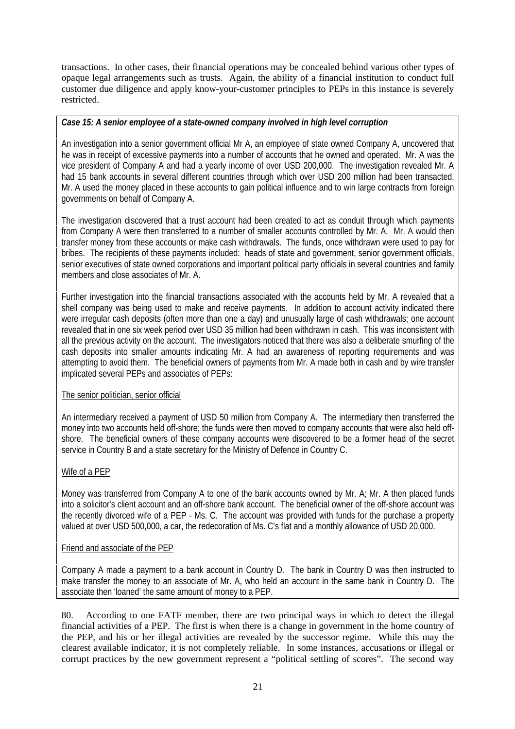transactions. In other cases, their financial operations may be concealed behind various other types of opaque legal arrangements such as trusts. Again, the ability of a financial institution to conduct full customer due diligence and apply know-your-customer principles to PEPs in this instance is severely restricted.

***Case 15: A senior employee of a state-owned company involved in high level corruption***

An investigation into a senior government official Mr A, an employee of state owned Company A, uncovered that he was in receipt of excessive payments into a number of accounts that he owned and operated. Mr. A was the vice president of Company A and had a yearly income of over USD 200,000. The investigation revealed Mr. A had 15 bank accounts in several different countries through which over USD 200 million had been transacted. Mr. A used the money placed in these accounts to gain political influence and to win large contracts from foreign governments on behalf of Company A.

The investigation discovered that a trust account had been created to act as conduit through which payments from Company A were then transferred to a number of smaller accounts controlled by Mr. A. Mr. A would then transfer money from these accounts or make cash withdrawals. The funds, once withdrawn were used to pay for bribes. The recipients of these payments included: heads of state and government, senior government officials, senior executives of state owned corporations and important political party officials in several countries and family members and close associates of Mr. A.

Further investigation into the financial transactions associated with the accounts held by Mr. A revealed that a shell company was being used to make and receive payments. In addition to account activity indicated there were irregular cash deposits (often more than one a day) and unusually large of cash withdrawals; one account revealed that in one six week period over USD 35 million had been withdrawn in cash. This was inconsistent with all the previous activity on the account. The investigators noticed that there was also a deliberate smurfing of the cash deposits into smaller amounts indicating Mr. A had an awareness of reporting requirements and was attempting to avoid them. The beneficial owners of payments from Mr. A made both in cash and by wire transfer implicated several PEPs and associates of PEPs:

The senior politician, senior official

An intermediary received a payment of USD 50 million from Company A. The intermediary then transferred the money into two accounts held off-shore; the funds were then moved to company accounts that were also held off-shore. The beneficial owners of these company accounts were discovered to be a former head of the secret service in Country B and a state secretary for the Ministry of Defence in Country C.

Wife of a PEP

Money was transferred from Company A to one of the bank accounts owned by Mr. A; Mr. A then placed funds into a solicitor's client account and an off-shore bank account. The beneficial owner of the off-shore account was the recently divorced wife of a PEP - Ms. C. The account was provided with funds for the purchase a property valued at over USD 500,000, a car, the redecoration of Ms. C's flat and a monthly allowance of USD 20,000.

Friend and associate of the PEP

Company A made a payment to a bank account in Country D. The bank in Country D was then instructed to make transfer the money to an associate of Mr. A, who held an account in the same bank in Country D. The associate then 'loaned' the same amount of money to a PEP.

80. According to one FATF member, there are two principal ways in which to detect the illegal financial activities of a PEP. The first is when there is a change in government in the home country of the PEP, and his or her illegal activities are revealed by the successor regime. While this may the clearest available indicator, it is not completely reliable. In some instances, accusations or illegal or corrupt practices by the new government represent a "political settling of scores". The second way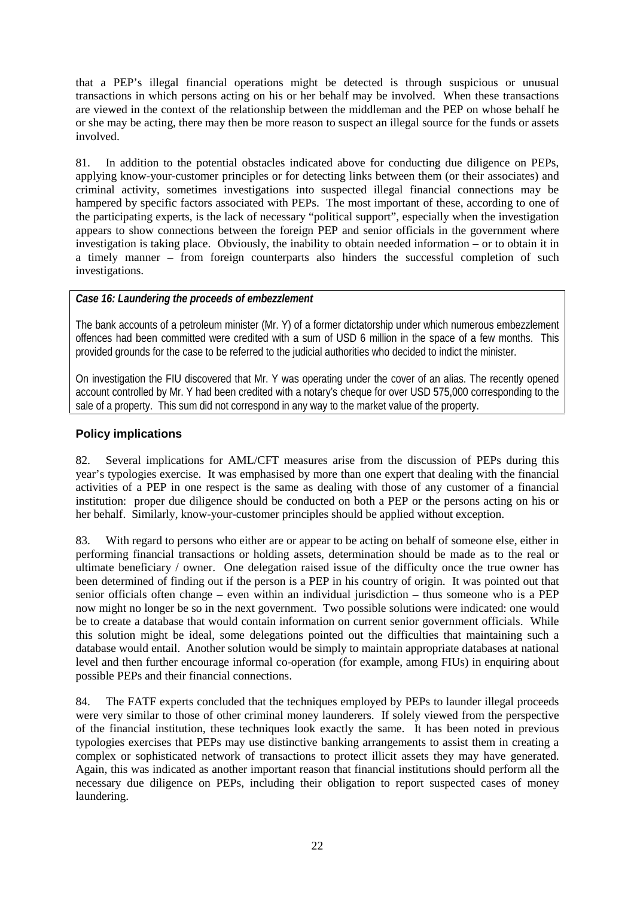that a PEP's illegal financial operations might be detected is through suspicious or unusual transactions in which persons acting on his or her behalf may be involved. When these transactions are viewed in the context of the relationship between the middleman and the PEP on whose behalf he or she may be acting, there may then be more reason to suspect an illegal source for the funds or assets involved.

81. In addition to the potential obstacles indicated above for conducting due diligence on PEPs, applying know-your-customer principles or for detecting links between them (or their associates) and criminal activity, sometimes investigations into suspected illegal financial connections may be hampered by specific factors associated with PEPs. The most important of these, according to one of the participating experts, is the lack of necessary "political support", especially when the investigation appears to show connections between the foreign PEP and senior officials in the government where investigation is taking place. Obviously, the inability to obtain needed information – or to obtain it in a timely manner – from foreign counterparts also hinders the successful completion of such investigations.

***Case 16: Laundering the proceeds of embezzlement***

The bank accounts of a petroleum minister (Mr. Y) of a former dictatorship under which numerous embezzlement offences had been committed were credited with a sum of USD 6 million in the space of a few months. This provided grounds for the case to be referred to the judicial authorities who decided to indict the minister.

On investigation the FIU discovered that Mr. Y was operating under the cover of an alias. The recently opened account controlled by Mr. Y had been credited with a notary's cheque for over USD 575,000 corresponding to the sale of a property. This sum did not correspond in any way to the market value of the property.

## Policy implications

82. Several implications for AML/CFT measures arise from the discussion of PEPs during this year's typologies exercise. It was emphasised by more than one expert that dealing with the financial activities of a PEP in one respect is the same as dealing with those of any customer of a financial institution: proper due diligence should be conducted on both a PEP or the persons acting on his or her behalf. Similarly, know-your-customer principles should be applied without exception.

83. With regard to persons who either are or appear to be acting on behalf of someone else, either in performing financial transactions or holding assets, determination should be made as to the real or ultimate beneficiary / owner. One delegation raised issue of the difficulty once the true owner has been determined of finding out if the person is a PEP in his country of origin. It was pointed out that senior officials often change – even within an individual jurisdiction – thus someone who is a PEP now might no longer be so in the next government. Two possible solutions were indicated: one would be to create a database that would contain information on current senior government officials. While this solution might be ideal, some delegations pointed out the difficulties that maintaining such a database would entail. Another solution would be simply to maintain appropriate databases at national level and then further encourage informal co-operation (for example, among FIUs) in enquiring about possible PEPs and their financial connections.

84. The FATF experts concluded that the techniques employed by PEPs to launder illegal proceeds were very similar to those of other criminal money launderers. If solely viewed from the perspective of the financial institution, these techniques look exactly the same. It has been noted in previous typologies exercises that PEPs may use distinctive banking arrangements to assist them in creating a complex or sophisticated network of transactions to protect illicit assets they may have generated. Again, this was indicated as another important reason that financial institutions should perform all the necessary due diligence on PEPs, including their obligation to report suspected cases of money laundering.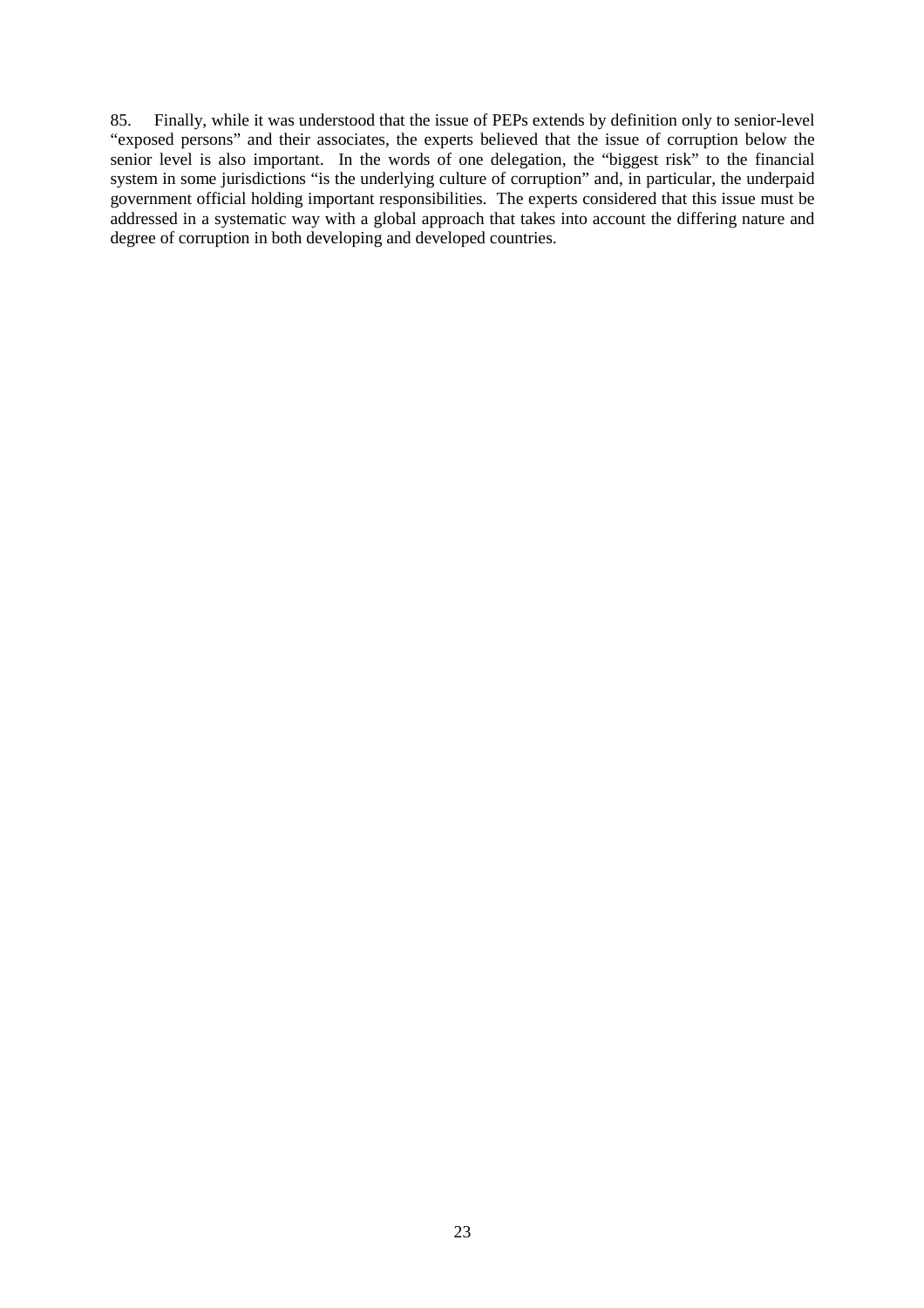85. Finally, while it was understood that the issue of PEPs extends by definition only to senior-level "exposed persons" and their associates, the experts believed that the issue of corruption below the senior level is also important. In the words of one delegation, the "biggest risk" to the financial system in some jurisdictions "is the underlying culture of corruption" and, in particular, the underpaid government official holding important responsibilities. The experts considered that this issue must be addressed in a systematic way with a global approach that takes into account the differing nature and degree of corruption in both developing and developed countries.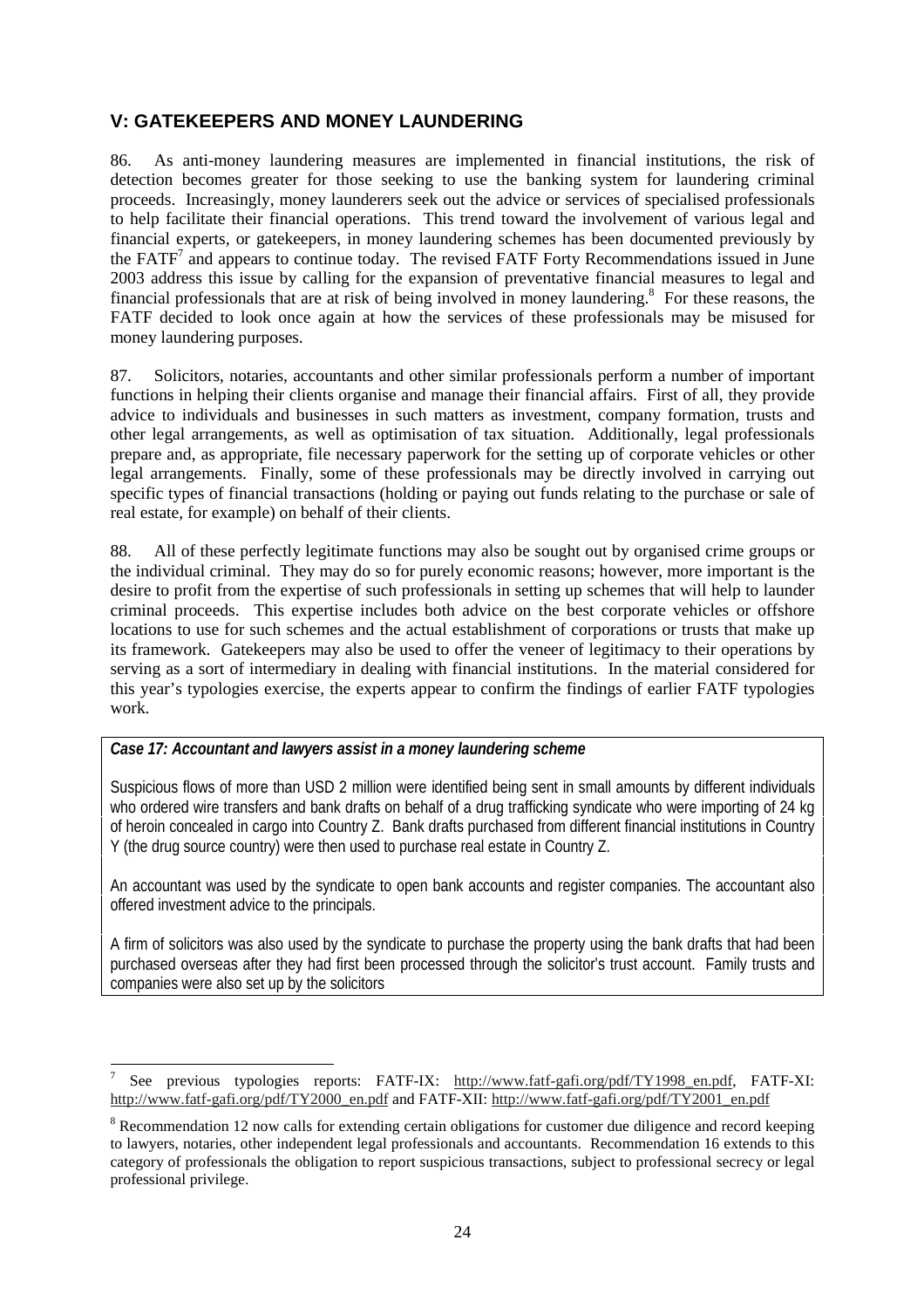## V: GATEKEEPERS AND MONEY LAUNDERING

86. As anti-money laundering measures are implemented in financial institutions, the risk of detection becomes greater for those seeking to use the banking system for laundering criminal proceeds. Increasingly, money launderers seek out the advice or services of specialised professionals to help facilitate their financial operations. This trend toward the involvement of various legal and financial experts, or gatekeepers, in money laundering schemes has been documented previously by the FATF[7] and appears to continue today. The revised FATF Forty Recommendations issued in June 2003 address this issue by calling for the expansion of preventative financial measures to legal and financial professionals that are at risk of being involved in money laundering.[8] For these reasons, the FATF decided to look once again at how the services of these professionals may be misused for money laundering purposes.

87. Solicitors, notaries, accountants and other similar professionals perform a number of important functions in helping their clients organise and manage their financial affairs. First of all, they provide advice to individuals and businesses in such matters as investment, company formation, trusts and other legal arrangements, as well as optimisation of tax situation. Additionally, legal professionals prepare and, as appropriate, file necessary paperwork for the setting up of corporate vehicles or other legal arrangements. Finally, some of these professionals may be directly involved in carrying out specific types of financial transactions (holding or paying out funds relating to the purchase or sale of real estate, for example) on behalf of their clients.

88. All of these perfectly legitimate functions may also be sought out by organised crime groups or the individual criminal. They may do so for purely economic reasons; however, more important is the desire to profit from the expertise of such professionals in setting up schemes that will help to launder criminal proceeds. This expertise includes both advice on the best corporate vehicles or offshore locations to use for such schemes and the actual establishment of corporations or trusts that make up its framework. Gatekeepers may also be used to offer the veneer of legitimacy to their operations by serving as a sort of intermediary in dealing with financial institutions. In the material considered for this year's typologies exercise, the experts appear to confirm the findings of earlier FATF typologies work.

***Case 17: Accountant and lawyers assist in a money laundering scheme***

Suspicious flows of more than USD 2 million were identified being sent in small amounts by different individuals who ordered wire transfers and bank drafts on behalf of a drug trafficking syndicate who were importing of 24 kg of heroin concealed in cargo into Country Z. Bank drafts purchased from different financial institutions in Country Y (the drug source country) were then used to purchase real estate in Country Z.

An accountant was used by the syndicate to open bank accounts and register companies. The accountant also offered investment advice to the principals.

A firm of solicitors was also used by the syndicate to purchase the property using the bank drafts that had been purchased overseas after they had first been processed through the solicitor's trust account. Family trusts and companies were also set up by the solicitors

---

[7] See previous typologies reports: FATF-IX: http://www.fatf-gafi.org/pdf/TY1998_en.pdf, FATF-XI: http://www.fatf-gafi.org/pdf/TY2000_en.pdf and FATF-XII: http://www.fatf-gafi.org/pdf/TY2001_en.pdf

[8] Recommendation 12 now calls for extending certain obligations for customer due diligence and record keeping to lawyers, notaries, other independent legal professionals and accountants. Recommendation 16 extends to this category of professionals the obligation to report suspicious transactions, subject to professional secrecy or legal professional privilege.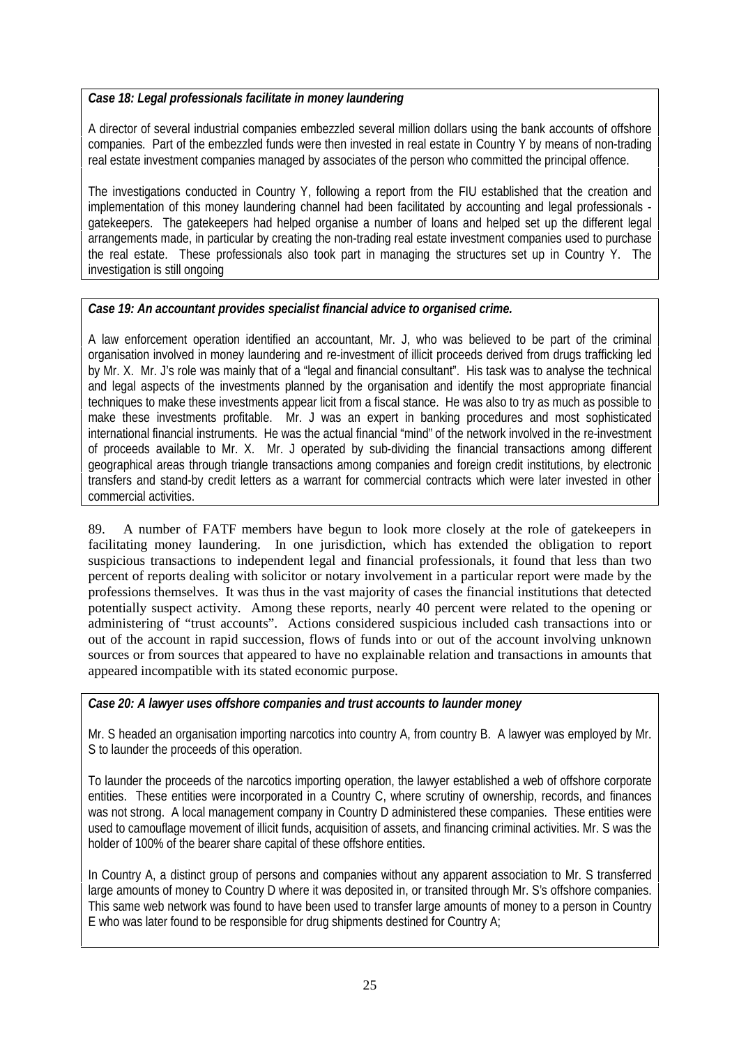***Case 18: Legal professionals facilitate in money laundering***

A director of several industrial companies embezzled several million dollars using the bank accounts of offshore companies. Part of the embezzled funds were then invested in real estate in Country Y by means of non-trading real estate investment companies managed by associates of the person who committed the principal offence.

The investigations conducted in Country Y, following a report from the FIU established that the creation and implementation of this money laundering channel had been facilitated by accounting and legal professionals - gatekeepers. The gatekeepers had helped organise a number of loans and helped set up the different legal arrangements made, in particular by creating the non-trading real estate investment companies used to purchase the real estate. These professionals also took part in managing the structures set up in Country Y. The investigation is still ongoing

***Case 19: An accountant provides specialist financial advice to organised crime.***

A law enforcement operation identified an accountant, Mr. J, who was believed to be part of the criminal organisation involved in money laundering and re-investment of illicit proceeds derived from drugs trafficking led by Mr. X. Mr. J's role was mainly that of a "legal and financial consultant". His task was to analyse the technical and legal aspects of the investments planned by the organisation and identify the most appropriate financial techniques to make these investments appear licit from a fiscal stance. He was also to try as much as possible to make these investments profitable. Mr. J was an expert in banking procedures and most sophisticated international financial instruments. He was the actual financial "mind" of the network involved in the re-investment of proceeds available to Mr. X. Mr. J operated by sub-dividing the financial transactions among different geographical areas through triangle transactions among companies and foreign credit institutions, by electronic transfers and stand-by credit letters as a warrant for commercial contracts which were later invested in other commercial activities.

89. A number of FATF members have begun to look more closely at the role of gatekeepers in facilitating money laundering. In one jurisdiction, which has extended the obligation to report suspicious transactions to independent legal and financial professionals, it found that less than two percent of reports dealing with solicitor or notary involvement in a particular report were made by the professions themselves. It was thus in the vast majority of cases the financial institutions that detected potentially suspect activity. Among these reports, nearly 40 percent were related to the opening or administering of "trust accounts". Actions considered suspicious included cash transactions into or out of the account in rapid succession, flows of funds into or out of the account involving unknown sources or from sources that appeared to have no explainable relation and transactions in amounts that appeared incompatible with its stated economic purpose.

***Case 20: A lawyer uses offshore companies and trust accounts to launder money***

Mr. S headed an organisation importing narcotics into country A, from country B. A lawyer was employed by Mr. S to launder the proceeds of this operation.

To launder the proceeds of the narcotics importing operation, the lawyer established a web of offshore corporate entities. These entities were incorporated in a Country C, where scrutiny of ownership, records, and finances was not strong. A local management company in Country D administered these companies. These entities were used to camouflage movement of illicit funds, acquisition of assets, and financing criminal activities. Mr. S was the holder of 100% of the bearer share capital of these offshore entities.

In Country A, a distinct group of persons and companies without any apparent association to Mr. S transferred large amounts of money to Country D where it was deposited in, or transited through Mr. S's offshore companies. This same web network was found to have been used to transfer large amounts of money to a person in Country E who was later found to be responsible for drug shipments destined for Country A;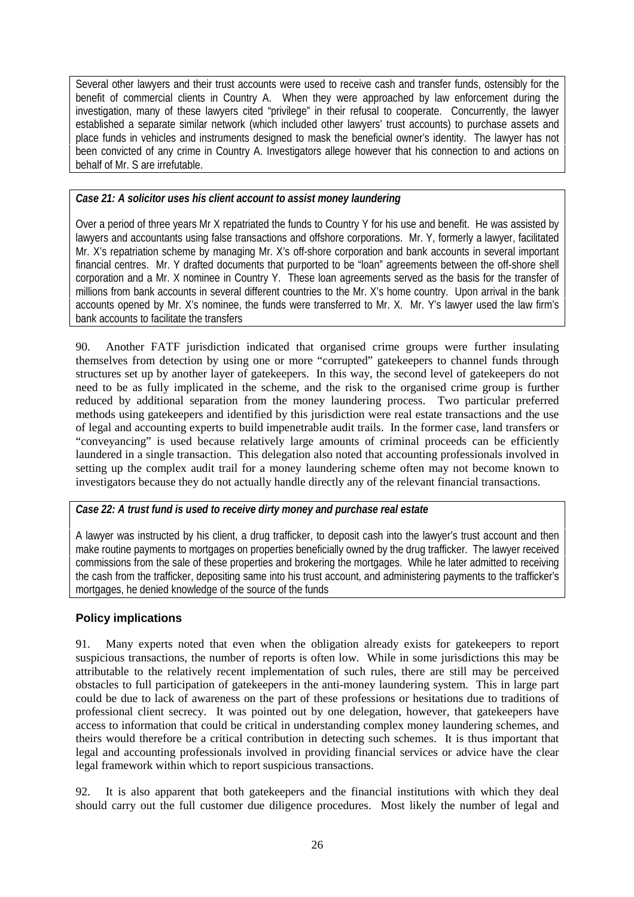Several other lawyers and their trust accounts were used to receive cash and transfer funds, ostensibly for the benefit of commercial clients in Country A. When they were approached by law enforcement during the investigation, many of these lawyers cited "privilege" in their refusal to cooperate. Concurrently, the lawyer established a separate similar network (which included other lawyers' trust accounts) to purchase assets and place funds in vehicles and instruments designed to mask the beneficial owner's identity. The lawyer has not been convicted of any crime in Country A. Investigators allege however that his connection to and actions on behalf of Mr. S are irrefutable.

***Case 21: A solicitor uses his client account to assist money laundering***

Over a period of three years Mr X repatriated the funds to Country Y for his use and benefit. He was assisted by lawyers and accountants using false transactions and offshore corporations. Mr. Y, formerly a lawyer, facilitated Mr. X's repatriation scheme by managing Mr. X's off-shore corporation and bank accounts in several important financial centres. Mr. Y drafted documents that purported to be "loan" agreements between the off-shore shell corporation and a Mr. X nominee in Country Y. These loan agreements served as the basis for the transfer of millions from bank accounts in several different countries to the Mr. X's home country. Upon arrival in the bank accounts opened by Mr. X's nominee, the funds were transferred to Mr. X. Mr. Y's lawyer used the law firm's bank accounts to facilitate the transfers

90. Another FATF jurisdiction indicated that organised crime groups were further insulating themselves from detection by using one or more "corrupted" gatekeepers to channel funds through structures set up by another layer of gatekeepers. In this way, the second level of gatekeepers do not need to be as fully implicated in the scheme, and the risk to the organised crime group is further reduced by additional separation from the money laundering process. Two particular preferred methods using gatekeepers and identified by this jurisdiction were real estate transactions and the use of legal and accounting experts to build impenetrable audit trails. In the former case, land transfers or "conveyancing" is used because relatively large amounts of criminal proceeds can be efficiently laundered in a single transaction. This delegation also noted that accounting professionals involved in setting up the complex audit trail for a money laundering scheme often may not become known to investigators because they do not actually handle directly any of the relevant financial transactions.

***Case 22: A trust fund is used to receive dirty money and purchase real estate***

A lawyer was instructed by his client, a drug trafficker, to deposit cash into the lawyer's trust account and then make routine payments to mortgages on properties beneficially owned by the drug trafficker. The lawyer received commissions from the sale of these properties and brokering the mortgages. While he later admitted to receiving the cash from the trafficker, depositing same into his trust account, and administering payments to the trafficker's mortgages, he denied knowledge of the source of the funds

### Policy implications

91. Many experts noted that even when the obligation already exists for gatekeepers to report suspicious transactions, the number of reports is often low. While in some jurisdictions this may be attributable to the relatively recent implementation of such rules, there are still may be perceived obstacles to full participation of gatekeepers in the anti-money laundering system. This in large part could be due to lack of awareness on the part of these professions or hesitations due to traditions of professional client secrecy. It was pointed out by one delegation, however, that gatekeepers have access to information that could be critical in understanding complex money laundering schemes, and theirs would therefore be a critical contribution in detecting such schemes. It is thus important that legal and accounting professionals involved in providing financial services or advice have the clear legal framework within which to report suspicious transactions.

92. It is also apparent that both gatekeepers and the financial institutions with which they deal should carry out the full customer due diligence procedures. Most likely the number of legal and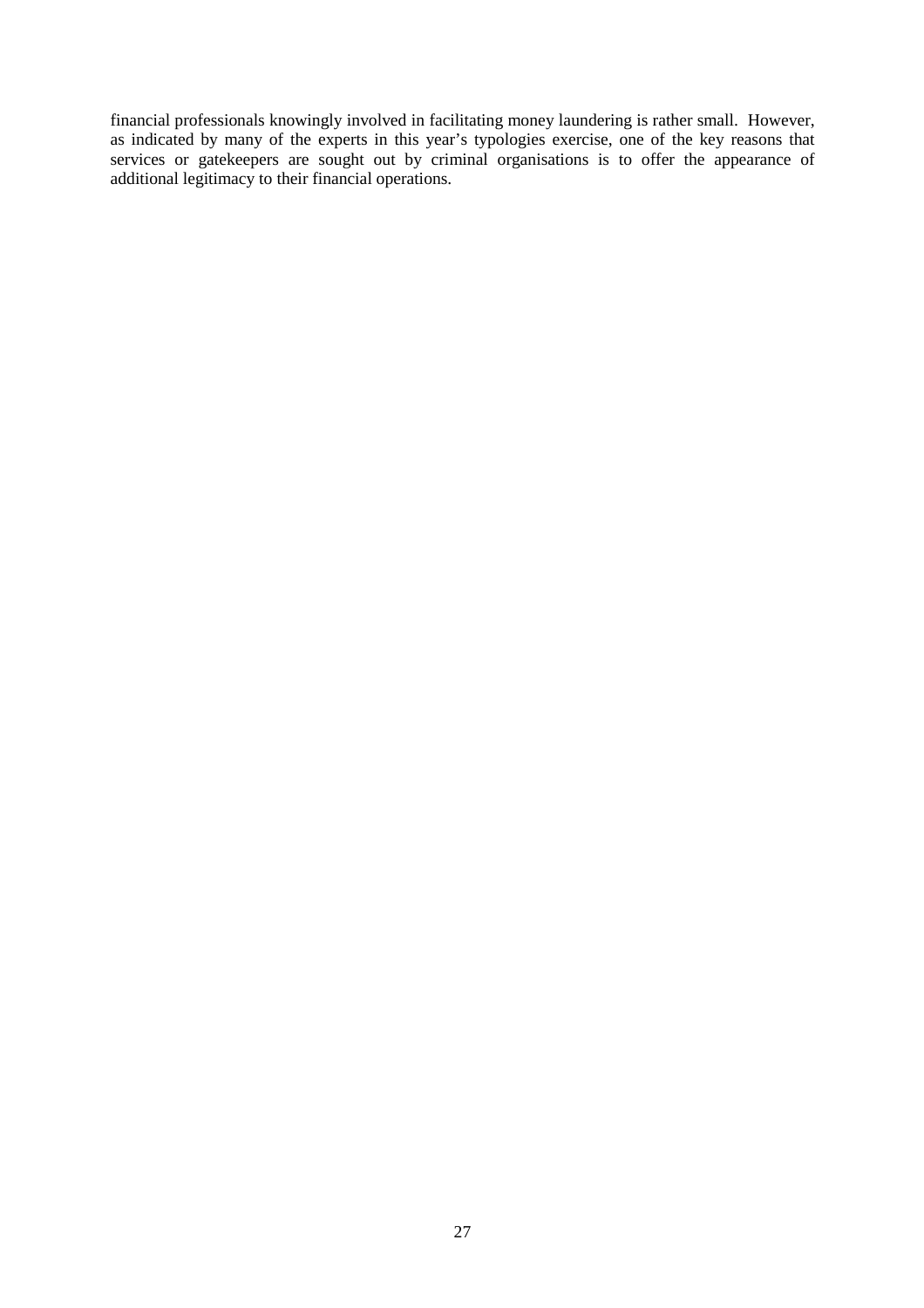financial professionals knowingly involved in facilitating money laundering is rather small. However, as indicated by many of the experts in this year's typologies exercise, one of the key reasons that services or gatekeepers are sought out by criminal organisations is to offer the appearance of additional legitimacy to their financial operations.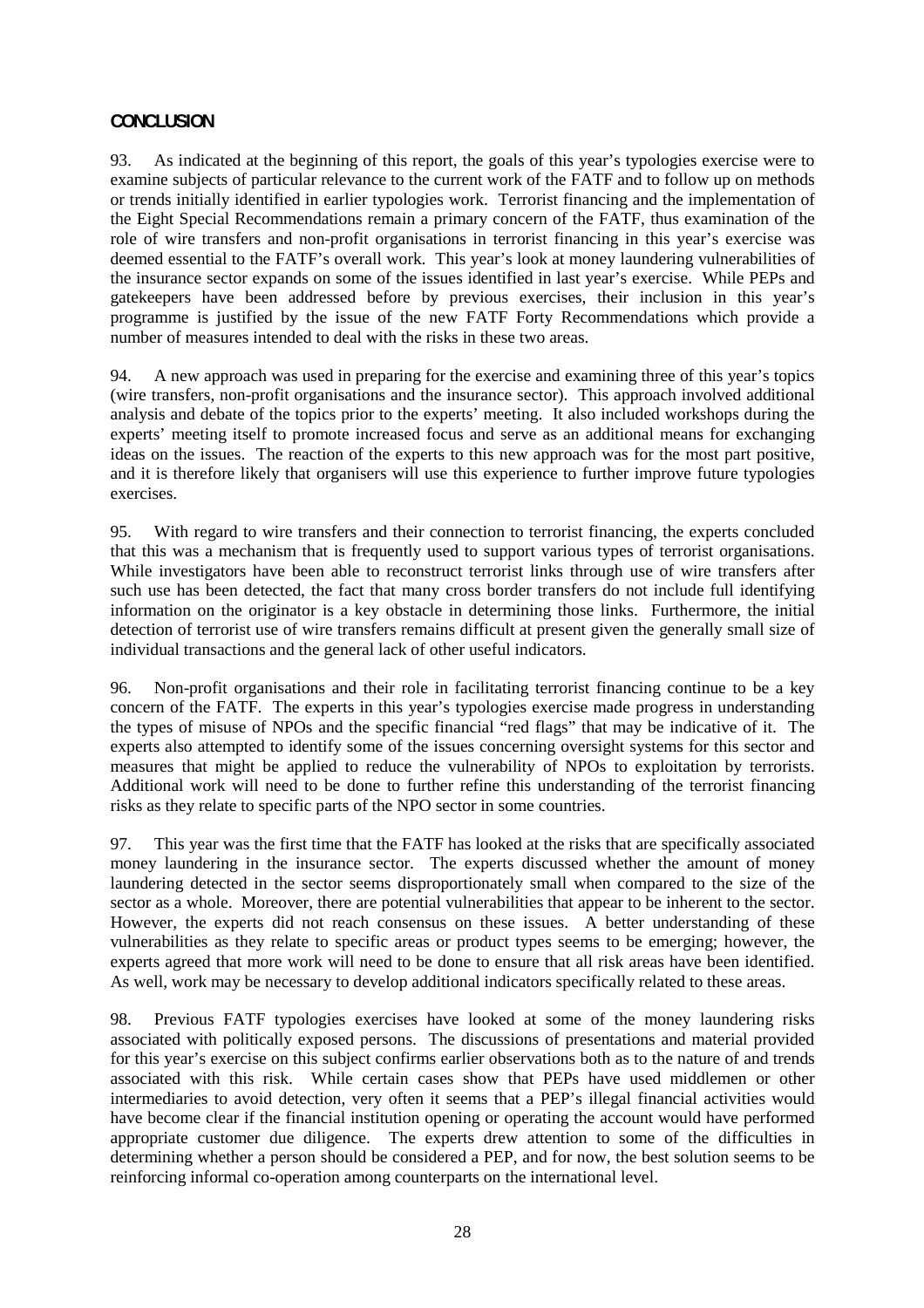## CONCLUSION

93. As indicated at the beginning of this report, the goals of this year's typologies exercise were to examine subjects of particular relevance to the current work of the FATF and to follow up on methods or trends initially identified in earlier typologies work. Terrorist financing and the implementation of the Eight Special Recommendations remain a primary concern of the FATF, thus examination of the role of wire transfers and non-profit organisations in terrorist financing in this year's exercise was deemed essential to the FATF's overall work. This year's look at money laundering vulnerabilities of the insurance sector expands on some of the issues identified in last year's exercise. While PEPs and gatekeepers have been addressed before by previous exercises, their inclusion in this year's programme is justified by the issue of the new FATF Forty Recommendations which provide a number of measures intended to deal with the risks in these two areas.

94. A new approach was used in preparing for the exercise and examining three of this year's topics (wire transfers, non-profit organisations and the insurance sector). This approach involved additional analysis and debate of the topics prior to the experts' meeting. It also included workshops during the experts' meeting itself to promote increased focus and serve as an additional means for exchanging ideas on the issues. The reaction of the experts to this new approach was for the most part positive, and it is therefore likely that organisers will use this experience to further improve future typologies exercises.

95. With regard to wire transfers and their connection to terrorist financing, the experts concluded that this was a mechanism that is frequently used to support various types of terrorist organisations. While investigators have been able to reconstruct terrorist links through use of wire transfers after such use has been detected, the fact that many cross border transfers do not include full identifying information on the originator is a key obstacle in determining those links. Furthermore, the initial detection of terrorist use of wire transfers remains difficult at present given the generally small size of individual transactions and the general lack of other useful indicators.

96. Non-profit organisations and their role in facilitating terrorist financing continue to be a key concern of the FATF. The experts in this year's typologies exercise made progress in understanding the types of misuse of NPOs and the specific financial "red flags" that may be indicative of it. The experts also attempted to identify some of the issues concerning oversight systems for this sector and measures that might be applied to reduce the vulnerability of NPOs to exploitation by terrorists. Additional work will need to be done to further refine this understanding of the terrorist financing risks as they relate to specific parts of the NPO sector in some countries.

97. This year was the first time that the FATF has looked at the risks that are specifically associated money laundering in the insurance sector. The experts discussed whether the amount of money laundering detected in the sector seems disproportionately small when compared to the size of the sector as a whole. Moreover, there are potential vulnerabilities that appear to be inherent to the sector. However, the experts did not reach consensus on these issues. A better understanding of these vulnerabilities as they relate to specific areas or product types seems to be emerging; however, the experts agreed that more work will need to be done to ensure that all risk areas have been identified. As well, work may be necessary to develop additional indicators specifically related to these areas.

98. Previous FATF typologies exercises have looked at some of the money laundering risks associated with politically exposed persons. The discussions of presentations and material provided for this year's exercise on this subject confirms earlier observations both as to the nature of and trends associated with this risk. While certain cases show that PEPs have used middlemen or other intermediaries to avoid detection, very often it seems that a PEP's illegal financial activities would have become clear if the financial institution opening or operating the account would have performed appropriate customer due diligence. The experts drew attention to some of the difficulties in determining whether a person should be considered a PEP, and for now, the best solution seems to be reinforcing informal co-operation among counterparts on the international level.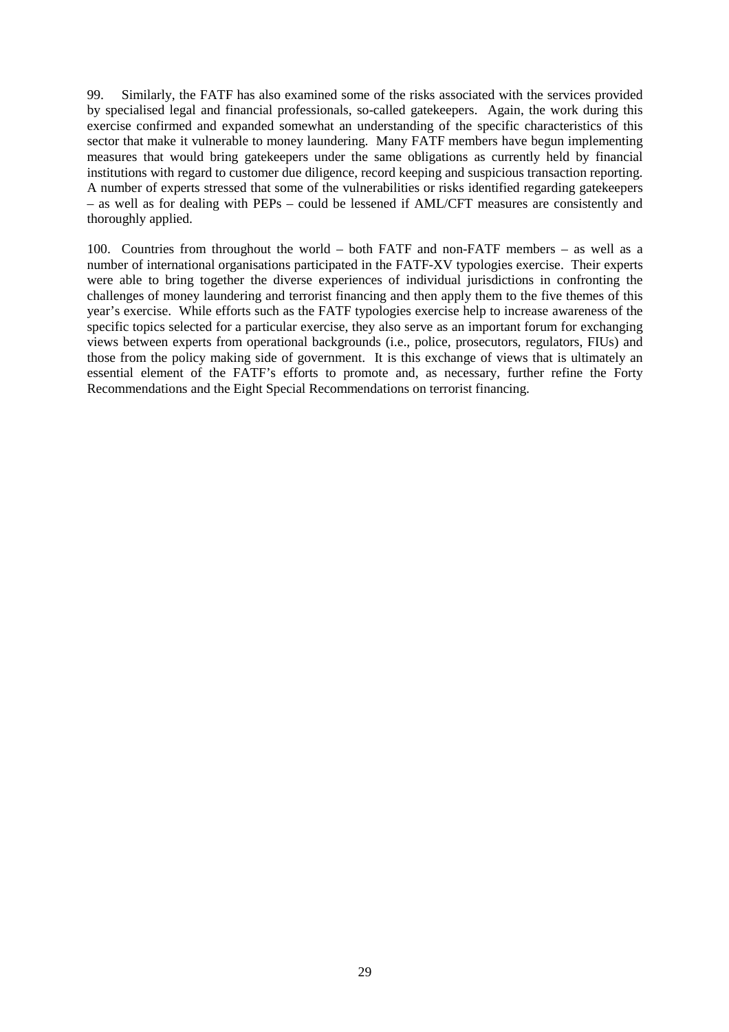99. Similarly, the FATF has also examined some of the risks associated with the services provided by specialised legal and financial professionals, so-called gatekeepers. Again, the work during this exercise confirmed and expanded somewhat an understanding of the specific characteristics of this sector that make it vulnerable to money laundering. Many FATF members have begun implementing measures that would bring gatekeepers under the same obligations as currently held by financial institutions with regard to customer due diligence, record keeping and suspicious transaction reporting. A number of experts stressed that some of the vulnerabilities or risks identified regarding gatekeepers – as well as for dealing with PEPs – could be lessened if AML/CFT measures are consistently and thoroughly applied.

100. Countries from throughout the world – both FATF and non-FATF members – as well as a number of international organisations participated in the FATF-XV typologies exercise. Their experts were able to bring together the diverse experiences of individual jurisdictions in confronting the challenges of money laundering and terrorist financing and then apply them to the five themes of this year's exercise. While efforts such as the FATF typologies exercise help to increase awareness of the specific topics selected for a particular exercise, they also serve as an important forum for exchanging views between experts from operational backgrounds (i.e., police, prosecutors, regulators, FIUs) and those from the policy making side of government. It is this exchange of views that is ultimately an essential element of the FATF's efforts to promote and, as necessary, further refine the Forty Recommendations and the Eight Special Recommendations on terrorist financing.